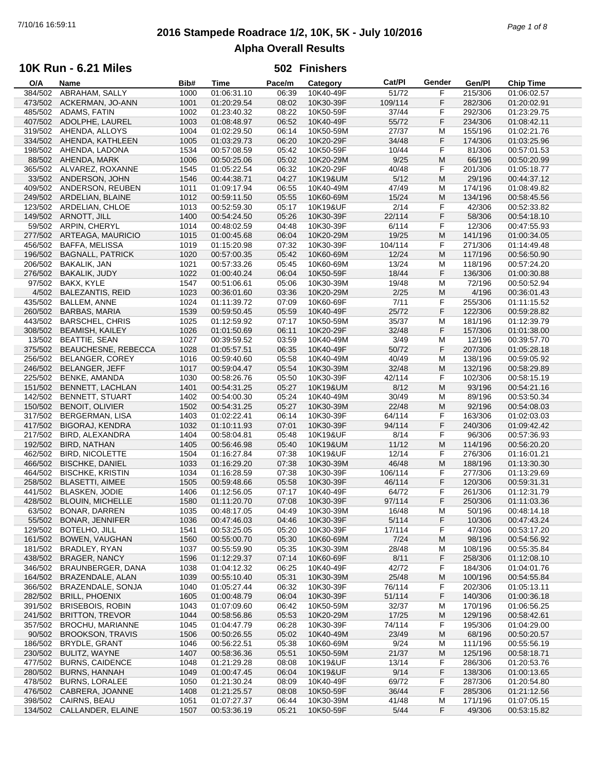# 2016 Stampede Roadrace 1/2, 10K, 5K - July 10/2016

## Alpha Overall Results

### 10K Run - 6.21 Miles

**502 Finishers**

| O/A | Name | Bib# | Time | Pace/m | Category | Cat/Pl | Gender | Gen/Pl | Chip Time |
|---|---|---|---|---|---|---|---|---|---|
| 384/502 | ABRAHAM, SALLY | 1000 | 01:06:31.10 | 06:39 | 10K40-49F | 51/72 | F | 215/306 | 01:06:02.57 |
| 473/502 | ACKERMAN, JO-ANN | 1001 | 01:20:29.54 | 08:02 | 10K30-39F | 109/114 | F | 282/306 | 01:20:02.91 |
| 485/502 | ADAMS, FATIN | 1002 | 01:23:40.32 | 08:22 | 10K50-59F | 37/44 | F | 292/306 | 01:23:29.75 |
| 407/502 | ADOLPHE, LAUREL | 1003 | 01:08:48.97 | 06:52 | 10K40-49F | 55/72 | F | 234/306 | 01:08:42.11 |
| 319/502 | AHENDA, ALLOYS | 1004 | 01:02:29.50 | 06:14 | 10K50-59M | 27/37 | M | 155/196 | 01:02:21.76 |
| 334/502 | AHENDA, KATHLEEN | 1005 | 01:03:29.73 | 06:20 | 10K20-29F | 34/48 | F | 174/306 | 01:03:25.96 |
| 198/502 | AHENDA, LADONA | 1534 | 00:57:08.59 | 05:42 | 10K50-59F | 10/44 | F | 81/306 | 00:57:01.53 |
| 88/502 | AHENDA, MARK | 1006 | 00:50:25.06 | 05:02 | 10K20-29M | 9/25 | M | 66/196 | 00:50:20.99 |
| 365/502 | ALVAREZ, ROXANNE | 1545 | 01:05:22.54 | 06:32 | 10K20-29F | 40/48 | F | 201/306 | 01:05:18.77 |
| 33/502 | ANDERSON, JOHN | 1546 | 00:44:38.71 | 04:27 | 10K19&UM | 5/12 | M | 29/196 | 00:44:37.12 |
| 409/502 | ANDERSON, REUBEN | 1011 | 01:09:17.94 | 06:55 | 10K40-49M | 47/49 | M | 174/196 | 01:08:49.82 |
| 249/502 | ARDELIAN, BLAINE | 1012 | 00:59:11.50 | 05:55 | 10K60-69M | 15/24 | M | 134/196 | 00:58:45.56 |
| 123/502 | ARDELIAN, CHLOE | 1013 | 00:52:59.30 | 05:17 | 10K19&UF | 2/14 | F | 42/306 | 00:52:33.82 |
| 149/502 | ARNOTT, JILL | 1400 | 00:54:24.50 | 05:26 | 10K30-39F | 22/114 | F | 58/306 | 00:54:18.10 |
| 59/502 | ARPIN, CHERYL | 1014 | 00:48:02.59 | 04:48 | 10K30-39F | 6/114 | F | 12/306 | 00:47:55.93 |
| 277/502 | ARTEAGA, MAURICIO | 1015 | 01:00:45.68 | 06:04 | 10K20-29M | 19/25 | M | 141/196 | 01:00:34.05 |
| 456/502 | BAFFA, MELISSA | 1019 | 01:15:20.98 | 07:32 | 10K30-39F | 104/114 | F | 271/306 | 01:14:49.48 |
| 196/502 | BAGNALL, PATRICK | 1020 | 00:57:00.35 | 05:42 | 10K60-69M | 12/24 | M | 117/196 | 00:56:50.90 |
| 206/502 | BAKALIK, JAN | 1021 | 00:57:33.26 | 05:45 | 10K60-69M | 13/24 | M | 118/196 | 00:57:24.20 |
| 276/502 | BAKALIK, JUDY | 1022 | 01:00:40.24 | 06:04 | 10K50-59F | 18/44 | F | 136/306 | 01:00:30.88 |
| 97/502 | BAKX, KYLE | 1547 | 00:51:06.61 | 05:06 | 10K30-39M | 19/48 | M | 72/196 | 00:50:52.94 |
| 4/502 | BALEZANTIS, REID | 1023 | 00:36:01.60 | 03:36 | 10K20-29M | 2/25 | M | 4/196 | 00:36:01.43 |
| 435/502 | BALLEM, ANNE | 1024 | 01:11:39.72 | 07:09 | 10K60-69F | 7/11 | F | 255/306 | 01:11:15.52 |
| 260/502 | BARBAS, MARIA | 1539 | 00:59:50.45 | 05:59 | 10K40-49F | 25/72 | F | 122/306 | 00:59:28.82 |
| 443/502 | BARSCHEL, CHRIS | 1025 | 01:12:59.92 | 07:17 | 10K50-59M | 35/37 | M | 181/196 | 01:12:39.79 |
| 308/502 | BEAMISH, KAILEY | 1026 | 01:01:50.69 | 06:11 | 10K20-29F | 32/48 | F | 157/306 | 01:01:38.00 |
| 13/502 | BEATTIE, SEAN | 1027 | 00:39:59.52 | 03:59 | 10K40-49M | 3/49 | M | 12/196 | 00:39:57.70 |
| 375/502 | BEAUCHESNE, REBECCA | 1028 | 01:05:57.51 | 06:35 | 10K40-49F | 50/72 | F | 207/306 | 01:05:28.18 |
| 256/502 | BELANGER, COREY | 1016 | 00:59:40.60 | 05:58 | 10K40-49M | 40/49 | M | 138/196 | 00:59:05.92 |
| 246/502 | BELANGER, JEFF | 1017 | 00:59:04.47 | 05:54 | 10K30-39M | 32/48 | M | 132/196 | 00:58:29.89 |
| 225/502 | BENKE, AMANDA | 1030 | 00:58:26.76 | 05:50 | 10K30-39F | 42/114 | F | 102/306 | 00:58:15.19 |
| 151/502 | BENNETT, LACHLAN | 1401 | 00:54:31.25 | 05:27 | 10K19&UM | 8/12 | M | 93/196 | 00:54:21.16 |
| 142/502 | BENNETT, STUART | 1402 | 00:54:00.30 | 05:24 | 10K40-49M | 30/49 | M | 89/196 | 00:53:50.34 |
| 150/502 | BENOIT, OLIVIER | 1502 | 00:54:31.25 | 05:27 | 10K30-39M | 22/48 | M | 92/196 | 00:54:08.03 |
| 317/502 | BERGERMAN, LISA | 1403 | 01:02:22.41 | 06:14 | 10K30-39F | 64/114 | F | 163/306 | 01:02:03.03 |
| 417/502 | BIGORAJ, KENDRA | 1032 | 01:10:11.93 | 07:01 | 10K30-39F | 94/114 | F | 240/306 | 01:09:42.42 |
| 217/502 | BIRD, ALEXANDRA | 1404 | 00:58:04.81 | 05:48 | 10K19&UF | 8/14 | F | 96/306 | 00:57:36.93 |
| 192/502 | BIRD, NATHAN | 1405 | 00:56:46.98 | 05:40 | 10K19&UM | 11/12 | M | 114/196 | 00:56:20.20 |
| 462/502 | BIRD, NICOLETTE | 1504 | 01:16:27.84 | 07:38 | 10K19&UF | 12/14 | F | 276/306 | 01:16:01.21 |
| 466/502 | BISCHKE, DANIEL | 1033 | 01:16:29.20 | 07:38 | 10K30-39M | 46/48 | M | 188/196 | 01:13:30.30 |
| 464/502 | BISCHKE, KRISTIN | 1034 | 01:16:28.59 | 07:38 | 10K30-39F | 106/114 | F | 277/306 | 01:13:29.69 |
| 258/502 | BLASETTI, AIMEE | 1505 | 00:59:48.66 | 05:58 | 10K30-39F | 46/114 | F | 120/306 | 00:59:31.31 |
| 441/502 | BLASKEN, JODIE | 1406 | 01:12:56.05 | 07:17 | 10K40-49F | 64/72 | F | 261/306 | 01:12:31.79 |
| 428/502 | BLOUIN, MICHELLE | 1580 | 01:11:20.70 | 07:08 | 10K30-39F | 97/114 | F | 250/306 | 01:11:03.36 |
| 63/502 | BONAR, DARREN | 1035 | 00:48:17.05 | 04:49 | 10K30-39M | 16/48 | M | 50/196 | 00:48:14.18 |
| 55/502 | BONAR, JENNIFER | 1036 | 00:47:46.03 | 04:46 | 10K30-39F | 5/114 | F | 10/306 | 00:47:43.24 |
| 129/502 | BOTELHO, JILL | 1541 | 00:53:25.05 | 05:20 | 10K30-39F | 17/114 | F | 47/306 | 00:53:17.20 |
| 161/502 | BOWEN, VAUGHAN | 1560 | 00:55:00.70 | 05:30 | 10K60-69M | 7/24 | M | 98/196 | 00:54:56.92 |
| 181/502 | BRADLEY, RYAN | 1037 | 00:55:59.90 | 05:35 | 10K30-39M | 28/48 | M | 108/196 | 00:55:35.84 |
| 438/502 | BRAGER, NANCY | 1596 | 01:12:29.37 | 07:14 | 10K60-69F | 8/11 | F | 258/306 | 01:12:08.10 |
| 346/502 | BRAUNBERGER, DANA | 1038 | 01:04:12.32 | 06:25 | 10K40-49F | 42/72 | F | 184/306 | 01:04:01.76 |
| 164/502 | BRAZENDALE, ALAN | 1039 | 00:55:10.40 | 05:31 | 10K30-39M | 25/48 | M | 100/196 | 00:54:55.84 |
| 366/502 | BRAZENDALE, SONJA | 1040 | 01:05:27.44 | 06:32 | 10K30-39F | 76/114 | F | 202/306 | 01:05:13.11 |
| 282/502 | BRILL, PHOENIX | 1605 | 01:00:48.79 | 06:04 | 10K30-39F | 51/114 | F | 140/306 | 01:00:36.18 |
| 391/502 | BRISEBOIS, ROBIN | 1043 | 01:07:09.60 | 06:42 | 10K50-59M | 32/37 | M | 170/196 | 01:06:56.25 |
| 241/502 | BRITTON, TREVOR | 1044 | 00:58:56.86 | 05:53 | 10K20-29M | 17/25 | M | 129/196 | 00:58:42.61 |
| 357/502 | BROCHU, MARIANNE | 1045 | 01:04:47.79 | 06:28 | 10K30-39F | 74/114 | F | 195/306 | 01:04:29.00 |
| 90/502 | BROOKSON, TRAVIS | 1506 | 00:50:26.55 | 05:02 | 10K40-49M | 23/49 | M | 68/196 | 00:50:20.57 |
| 186/502 | BRYDLE, GRANT | 1046 | 00:56:22.51 | 05:38 | 10K60-69M | 9/24 | M | 111/196 | 00:55:56.19 |
| 230/502 | BULITZ, WAYNE | 1407 | 00:58:36.36 | 05:51 | 10K50-59M | 21/37 | M | 125/196 | 00:58:18.71 |
| 477/502 | BURNS, CAIDENCE | 1048 | 01:21:29.28 | 08:08 | 10K19&UF | 13/14 | F | 286/306 | 01:20:53.76 |
| 280/502 | BURNS, HANNAH | 1049 | 01:00:47.45 | 06:04 | 10K19&UF | 9/14 | F | 138/306 | 01:00:13.65 |
| 478/502 | BURNS, LORALEE | 1050 | 01:21:30.24 | 08:09 | 10K40-49F | 69/72 | F | 287/306 | 01:20:54.80 |
| 476/502 | CABRERA, JOANNE | 1408 | 01:21:25.57 | 08:08 | 10K50-59F | 36/44 | F | 285/306 | 01:21:12.56 |
| 398/502 | CAIRNS, BEAU | 1051 | 01:07:27.37 | 06:44 | 10K30-39M | 41/48 | M | 171/196 | 01:07:05.15 |
| 134/502 | CALLANDER, ELAINE | 1507 | 00:53:36.19 | 05:21 | 10K50-59F | 5/44 | F | 49/306 | 00:53:15.82 |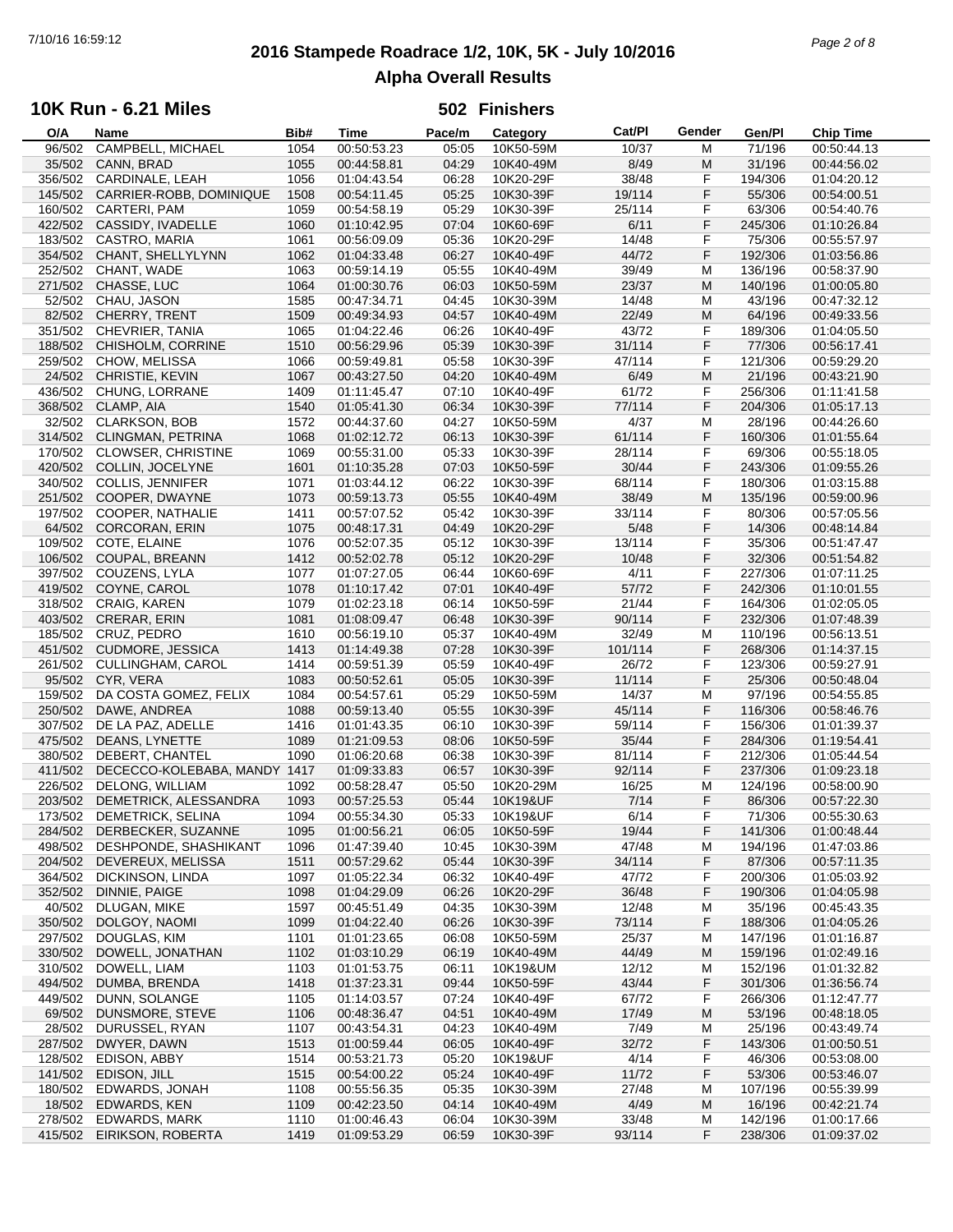## 2016 Stampede Roadrace 1/2, 10K, 5K - July 10/2016

### Alpha Overall Results

### 10K Run - 6.21 Miles — 502 Finishers

| O/A | Name | Bib# | Time | Pace/m | Category | Cat/Pl | Gender | Gen/Pl | Chip Time |
|---|---|---|---|---|---|---|---|---|---|
| 96/502 | CAMPBELL, MICHAEL | 1054 | 00:50:53.23 | 05:05 | 10K50-59M | 10/37 | M | 71/196 | 00:50:44.13 |
| 35/502 | CANN, BRAD | 1055 | 00:44:58.81 | 04:29 | 10K40-49M | 8/49 | M | 31/196 | 00:44:56.02 |
| 356/502 | CARDINALE, LEAH | 1056 | 01:04:43.54 | 06:28 | 10K20-29F | 38/48 | F | 194/306 | 01:04:20.12 |
| 145/502 | CARRIER-ROBB, DOMINIQUE | 1508 | 00:54:11.45 | 05:25 | 10K30-39F | 19/114 | F | 55/306 | 00:54:00.51 |
| 160/502 | CARTERI, PAM | 1059 | 00:54:58.19 | 05:29 | 10K30-39F | 25/114 | F | 63/306 | 00:54:40.76 |
| 422/502 | CASSIDY, IVADELLE | 1060 | 01:10:42.95 | 07:04 | 10K60-69F | 6/11 | F | 245/306 | 01:10:26.84 |
| 183/502 | CASTRO, MARIA | 1061 | 00:56:09.09 | 05:36 | 10K20-29F | 14/48 | F | 75/306 | 00:55:57.97 |
| 354/502 | CHANT, SHELLYLYNN | 1062 | 01:04:33.48 | 06:27 | 10K40-49F | 44/72 | F | 192/306 | 01:03:56.86 |
| 252/502 | CHANT, WADE | 1063 | 00:59:14.19 | 05:55 | 10K40-49M | 39/49 | M | 136/196 | 00:58:37.90 |
| 271/502 | CHASSE, LUC | 1064 | 01:00:30.76 | 06:03 | 10K50-59M | 23/37 | M | 140/196 | 01:00:05.80 |
| 52/502 | CHAU, JASON | 1585 | 00:47:34.71 | 04:45 | 10K30-39M | 14/48 | M | 43/196 | 00:47:32.12 |
| 82/502 | CHERRY, TRENT | 1509 | 00:49:34.93 | 04:57 | 10K40-49M | 22/49 | M | 64/196 | 00:49:33.56 |
| 351/502 | CHEVRIER, TANIA | 1065 | 01:04:22.46 | 06:26 | 10K40-49F | 43/72 | F | 189/306 | 01:04:05.50 |
| 188/502 | CHISHOLM, CORRINE | 1510 | 00:56:29.96 | 05:39 | 10K30-39F | 31/114 | F | 77/306 | 00:56:17.41 |
| 259/502 | CHOW, MELISSA | 1066 | 00:59:49.81 | 05:58 | 10K30-39F | 47/114 | F | 121/306 | 00:59:29.20 |
| 24/502 | CHRISTIE, KEVIN | 1067 | 00:43:27.50 | 04:20 | 10K40-49M | 6/49 | M | 21/196 | 00:43:21.90 |
| 436/502 | CHUNG, LORRANE | 1409 | 01:11:45.47 | 07:10 | 10K40-49F | 61/72 | F | 256/306 | 01:11:41.58 |
| 368/502 | CLAMP, AIA | 1540 | 01:05:41.30 | 06:34 | 10K30-39F | 77/114 | F | 204/306 | 01:05:17.13 |
| 32/502 | CLARKSON, BOB | 1572 | 00:44:37.60 | 04:27 | 10K50-59M | 4/37 | M | 28/196 | 00:44:26.60 |
| 314/502 | CLINGMAN, PETRINA | 1068 | 01:02:12.72 | 06:13 | 10K30-39F | 61/114 | F | 160/306 | 01:01:55.64 |
| 170/502 | CLOWSER, CHRISTINE | 1069 | 00:55:31.00 | 05:33 | 10K30-39F | 28/114 | F | 69/306 | 00:55:18.05 |
| 420/502 | COLLIN, JOCELYNE | 1601 | 01:10:35.28 | 07:03 | 10K50-59F | 30/44 | F | 243/306 | 01:09:55.26 |
| 340/502 | COLLIS, JENNIFER | 1071 | 01:03:44.12 | 06:22 | 10K30-39F | 68/114 | F | 180/306 | 01:03:15.88 |
| 251/502 | COOPER, DWAYNE | 1073 | 00:59:13.73 | 05:55 | 10K40-49M | 38/49 | M | 135/196 | 00:59:00.96 |
| 197/502 | COOPER, NATHALIE | 1411 | 00:57:07.52 | 05:42 | 10K30-39F | 33/114 | F | 80/306 | 00:57:05.56 |
| 64/502 | CORCORAN, ERIN | 1075 | 00:48:17.31 | 04:49 | 10K20-29F | 5/48 | F | 14/306 | 00:48:14.84 |
| 109/502 | COTE, ELAINE | 1076 | 00:52:07.35 | 05:12 | 10K30-39F | 13/114 | F | 35/306 | 00:51:47.47 |
| 106/502 | COUPAL, BREANN | 1412 | 00:52:02.78 | 05:12 | 10K20-29F | 10/48 | F | 32/306 | 00:51:54.82 |
| 397/502 | COUZENS, LYLA | 1077 | 01:07:27.05 | 06:44 | 10K60-69F | 4/11 | F | 227/306 | 01:07:11.25 |
| 419/502 | COYNE, CAROL | 1078 | 01:10:17.42 | 07:01 | 10K40-49F | 57/72 | F | 242/306 | 01:10:01.55 |
| 318/502 | CRAIG, KAREN | 1079 | 01:02:23.18 | 06:14 | 10K50-59F | 21/44 | F | 164/306 | 01:02:05.05 |
| 403/502 | CRERAR, ERIN | 1081 | 01:08:09.47 | 06:48 | 10K30-39F | 90/114 | F | 232/306 | 01:07:48.39 |
| 185/502 | CRUZ, PEDRO | 1610 | 00:56:19.10 | 05:37 | 10K40-49M | 32/49 | M | 110/196 | 00:56:13.51 |
| 451/502 | CUDMORE, JESSICA | 1413 | 01:14:49.38 | 07:28 | 10K30-39F | 101/114 | F | 268/306 | 01:14:37.15 |
| 261/502 | CULLINGHAM, CAROL | 1414 | 00:59:51.39 | 05:59 | 10K40-49F | 26/72 | F | 123/306 | 00:59:27.91 |
| 95/502 | CYR, VERA | 1083 | 00:50:52.61 | 05:05 | 10K30-39F | 11/114 | F | 25/306 | 00:50:48.04 |
| 159/502 | DA COSTA GOMEZ, FELIX | 1084 | 00:54:57.61 | 05:29 | 10K50-59M | 14/37 | M | 97/196 | 00:54:55.85 |
| 250/502 | DAWE, ANDREA | 1088 | 00:59:13.40 | 05:55 | 10K30-39F | 45/114 | F | 116/306 | 00:58:46.76 |
| 307/502 | DE LA PAZ, ADELLE | 1416 | 01:01:43.35 | 06:10 | 10K30-39F | 59/114 | F | 156/306 | 01:01:39.37 |
| 475/502 | DEANS, LYNETTE | 1089 | 01:21:09.53 | 08:06 | 10K50-59F | 35/44 | F | 284/306 | 01:19:54.41 |
| 380/502 | DEBERT, CHANTEL | 1090 | 01:06:20.68 | 06:38 | 10K30-39F | 81/114 | F | 212/306 | 01:05:44.54 |
| 411/502 | DECECCO-KOLEBABA, MANDY | 1417 | 01:09:33.83 | 06:57 | 10K30-39F | 92/114 | F | 237/306 | 01:09:23.18 |
| 226/502 | DELONG, WILLIAM | 1092 | 00:58:28.47 | 05:50 | 10K20-29M | 16/25 | M | 124/196 | 00:58:00.90 |
| 203/502 | DEMETRICK, ALESSANDRA | 1093 | 00:57:25.53 | 05:44 | 10K19&UF | 7/14 | F | 86/306 | 00:57:22.30 |
| 173/502 | DEMETRICK, SELINA | 1094 | 00:55:34.30 | 05:33 | 10K19&UF | 6/14 | F | 71/306 | 00:55:30.63 |
| 284/502 | DERBECKER, SUZANNE | 1095 | 01:00:56.21 | 06:05 | 10K50-59F | 19/44 | F | 141/306 | 01:00:48.44 |
| 498/502 | DESHPONDE, SHASHIKANT | 1096 | 01:47:39.40 | 10:45 | 10K30-39M | 47/48 | M | 194/196 | 01:47:03.86 |
| 204/502 | DEVEREUX, MELISSA | 1511 | 00:57:29.62 | 05:44 | 10K30-39F | 34/114 | F | 87/306 | 00:57:11.35 |
| 364/502 | DICKINSON, LINDA | 1097 | 01:05:22.34 | 06:32 | 10K40-49F | 47/72 | F | 200/306 | 01:05:03.92 |
| 352/502 | DINNIE, PAIGE | 1098 | 01:04:29.09 | 06:26 | 10K20-29F | 36/48 | F | 190/306 | 01:04:05.98 |
| 40/502 | DLUGAN, MIKE | 1597 | 00:45:51.49 | 04:35 | 10K30-39M | 12/48 | M | 35/196 | 00:45:43.35 |
| 350/502 | DOLGOY, NAOMI | 1099 | 01:04:22.40 | 06:26 | 10K30-39F | 73/114 | F | 188/306 | 01:04:05.26 |
| 297/502 | DOUGLAS, KIM | 1101 | 01:01:23.65 | 06:08 | 10K50-59M | 25/37 | M | 147/196 | 01:01:16.87 |
| 330/502 | DOWELL, JONATHAN | 1102 | 01:03:10.29 | 06:19 | 10K40-49M | 44/49 | M | 159/196 | 01:02:49.16 |
| 310/502 | DOWELL, LIAM | 1103 | 01:01:53.75 | 06:11 | 10K19&UM | 12/12 | M | 152/196 | 01:01:32.82 |
| 494/502 | DUMBA, BRENDA | 1418 | 01:37:23.31 | 09:44 | 10K50-59F | 43/44 | F | 301/306 | 01:36:56.74 |
| 449/502 | DUNN, SOLANGE | 1105 | 01:14:03.57 | 07:24 | 10K40-49F | 67/72 | F | 266/306 | 01:12:47.77 |
| 69/502 | DUNSMORE, STEVE | 1106 | 00:48:36.47 | 04:51 | 10K40-49M | 17/49 | M | 53/196 | 00:48:18.05 |
| 28/502 | DURUSSEL, RYAN | 1107 | 00:43:54.31 | 04:23 | 10K40-49M | 7/49 | M | 25/196 | 00:43:49.74 |
| 287/502 | DWYER, DAWN | 1513 | 01:00:59.44 | 06:05 | 10K40-49F | 32/72 | F | 143/306 | 01:00:50.51 |
| 128/502 | EDISON, ABBY | 1514 | 00:53:21.73 | 05:20 | 10K19&UF | 4/14 | F | 46/306 | 00:53:08.00 |
| 141/502 | EDISON, JILL | 1515 | 00:54:00.22 | 05:24 | 10K40-49F | 11/72 | F | 53/306 | 00:53:46.07 |
| 180/502 | EDWARDS, JONAH | 1108 | 00:55:56.35 | 05:35 | 10K30-39M | 27/48 | M | 107/196 | 00:55:39.99 |
| 18/502 | EDWARDS, KEN | 1109 | 00:42:23.50 | 04:14 | 10K40-49M | 4/49 | M | 16/196 | 00:42:21.74 |
| 278/502 | EDWARDS, MARK | 1110 | 01:00:46.43 | 06:04 | 10K30-39M | 33/48 | M | 142/196 | 01:00:17.66 |
| 415/502 | EIRIKSON, ROBERTA | 1419 | 01:09:53.29 | 06:59 | 10K30-39F | 93/114 | F | 238/306 | 01:09:37.02 |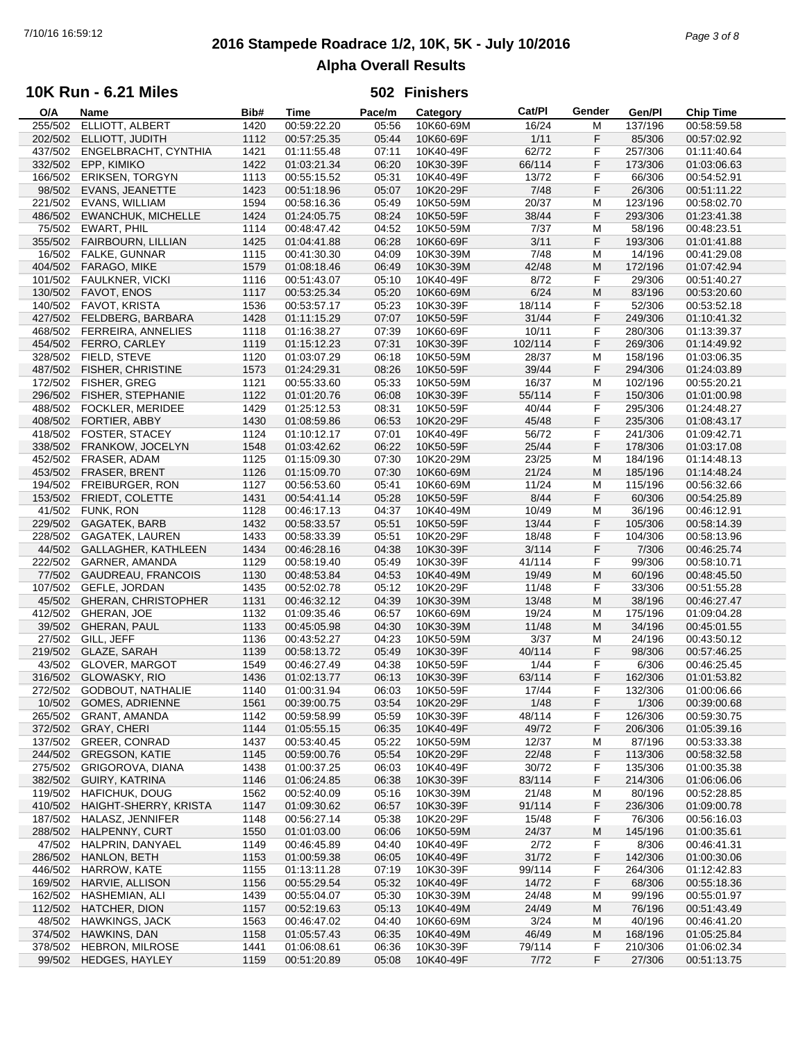# 2016 Stampede Roadrace 1/2, 10K, 5K - July 10/2016

## Alpha Overall Results

### 10K Run - 6.21 Miles

**502 Finishers**

| O/A | Name | Bib# | Time | Pace/m | Category | Cat/Pl | Gender | Gen/Pl | Chip Time |
|---|---|---|---|---|---|---|---|---|---|
| 255/502 | ELLIOTT, ALBERT | 1420 | 00:59:22.20 | 05:56 | 10K60-69M | 16/24 | M | 137/196 | 00:58:59.58 |
| 202/502 | ELLIOTT, JUDITH | 1112 | 00:57:25.35 | 05:44 | 10K60-69F | 1/11 | F | 85/306 | 00:57:02.92 |
| 437/502 | ENGELBRACHT, CYNTHIA | 1421 | 01:11:55.48 | 07:11 | 10K40-49F | 62/72 | F | 257/306 | 01:11:40.64 |
| 332/502 | EPP, KIMIKO | 1422 | 01:03:21.34 | 06:20 | 10K30-39F | 66/114 | F | 173/306 | 01:03:06.63 |
| 166/502 | ERIKSEN, TORGYN | 1113 | 00:55:15.52 | 05:31 | 10K40-49F | 13/72 | F | 66/306 | 00:54:52.91 |
| 98/502 | EVANS, JEANETTE | 1423 | 00:51:18.96 | 05:07 | 10K20-29F | 7/48 | F | 26/306 | 00:51:11.22 |
| 221/502 | EVANS, WILLIAM | 1594 | 00:58:16.36 | 05:49 | 10K50-59M | 20/37 | M | 123/196 | 00:58:02.70 |
| 486/502 | EWANCHUK, MICHELLE | 1424 | 01:24:05.75 | 08:24 | 10K50-59F | 38/44 | F | 293/306 | 01:23:41.38 |
| 75/502 | EWART, PHIL | 1114 | 00:48:47.42 | 04:52 | 10K50-59M | 7/37 | M | 58/196 | 00:48:23.51 |
| 355/502 | FAIRBOURN, LILLIAN | 1425 | 01:04:41.88 | 06:28 | 10K60-69F | 3/11 | F | 193/306 | 01:01:41.88 |
| 16/502 | FALKE, GUNNAR | 1115 | 00:41:30.30 | 04:09 | 10K30-39M | 7/48 | M | 14/196 | 00:41:29.08 |
| 404/502 | FARAGO, MIKE | 1579 | 01:08:18.46 | 06:49 | 10K30-39M | 42/48 | M | 172/196 | 01:07:42.94 |
| 101/502 | FAULKNER, VICKI | 1116 | 00:51:43.07 | 05:10 | 10K40-49F | 8/72 | F | 29/306 | 00:51:40.27 |
| 130/502 | FAVOT, ENOS | 1117 | 00:53:25.34 | 05:20 | 10K60-69M | 6/24 | M | 83/196 | 00:53:20.60 |
| 140/502 | FAVOT, KRISTA | 1536 | 00:53:57.17 | 05:23 | 10K30-39F | 18/114 | F | 52/306 | 00:53:52.18 |
| 427/502 | FELDBERG, BARBARA | 1428 | 01:11:15.29 | 07:07 | 10K50-59F | 31/44 | F | 249/306 | 01:10:41.32 |
| 468/502 | FERREIRA, ANNELIES | 1118 | 01:16:38.27 | 07:39 | 10K60-69F | 10/11 | F | 280/306 | 01:13:39.37 |
| 454/502 | FERRO, CARLEY | 1119 | 01:15:12.23 | 07:31 | 10K30-39F | 102/114 | F | 269/306 | 01:14:49.92 |
| 328/502 | FIELD, STEVE | 1120 | 01:03:07.29 | 06:18 | 10K50-59M | 28/37 | M | 158/196 | 01:03:06.35 |
| 487/502 | FISHER, CHRISTINE | 1573 | 01:24:29.31 | 08:26 | 10K50-59F | 39/44 | F | 294/306 | 01:24:03.89 |
| 172/502 | FISHER, GREG | 1121 | 00:55:33.60 | 05:33 | 10K50-59M | 16/37 | M | 102/196 | 00:55:20.21 |
| 296/502 | FISHER, STEPHANIE | 1122 | 01:01:20.76 | 06:08 | 10K30-39F | 55/114 | F | 150/306 | 01:01:00.98 |
| 488/502 | FOCKLER, MERIDEE | 1429 | 01:25:12.53 | 08:31 | 10K50-59F | 40/44 | F | 295/306 | 01:24:48.27 |
| 408/502 | FORTIER, ABBY | 1430 | 01:08:59.86 | 06:53 | 10K20-29F | 45/48 | F | 235/306 | 01:08:43.17 |
| 418/502 | FOSTER, STACEY | 1124 | 01:10:12.17 | 07:01 | 10K40-49F | 56/72 | F | 241/306 | 01:09:42.71 |
| 338/502 | FRANKOW, JOCELYN | 1548 | 01:03:42.62 | 06:22 | 10K50-59F | 25/44 | F | 178/306 | 01:03:17.08 |
| 452/502 | FRASER, ADAM | 1125 | 01:15:09.30 | 07:30 | 10K20-29M | 23/25 | M | 184/196 | 01:14:48.13 |
| 453/502 | FRASER, BRENT | 1126 | 01:15:09.70 | 07:30 | 10K60-69M | 21/24 | M | 185/196 | 01:14:48.24 |
| 194/502 | FREIBURGER, RON | 1127 | 00:56:53.60 | 05:41 | 10K60-69M | 11/24 | M | 115/196 | 00:56:32.66 |
| 153/502 | FRIEDT, COLETTE | 1431 | 00:54:41.14 | 05:28 | 10K50-59F | 8/44 | F | 60/306 | 00:54:25.89 |
| 41/502 | FUNK, RON | 1128 | 00:46:17.13 | 04:37 | 10K40-49M | 10/49 | M | 36/196 | 00:46:12.91 |
| 229/502 | GAGATEK, BARB | 1432 | 00:58:33.57 | 05:51 | 10K50-59F | 13/44 | F | 105/306 | 00:58:14.39 |
| 228/502 | GAGATEK, LAUREN | 1433 | 00:58:33.39 | 05:51 | 10K20-29F | 18/48 | F | 104/306 | 00:58:13.96 |
| 44/502 | GALLAGHER, KATHLEEN | 1434 | 00:46:28.16 | 04:38 | 10K30-39F | 3/114 | F | 7/306 | 00:46:25.74 |
| 222/502 | GARNER, AMANDA | 1129 | 00:58:19.40 | 05:49 | 10K30-39F | 41/114 | F | 99/306 | 00:58:10.71 |
| 77/502 | GAUDREAU, FRANCOIS | 1130 | 00:48:53.84 | 04:53 | 10K40-49M | 19/49 | M | 60/196 | 00:48:45.50 |
| 107/502 | GEFLE, JORDAN | 1435 | 00:52:02.78 | 05:12 | 10K20-29F | 11/48 | F | 33/306 | 00:51:55.28 |
| 45/502 | GHERAN, CHRISTOPHER | 1131 | 00:46:32.12 | 04:39 | 10K30-39M | 13/48 | M | 38/196 | 00:46:27.47 |
| 412/502 | GHERAN, JOE | 1132 | 01:09:35.46 | 06:57 | 10K60-69M | 19/24 | M | 175/196 | 01:09:04.28 |
| 39/502 | GHERAN, PAUL | 1133 | 00:45:05.98 | 04:30 | 10K30-39M | 11/48 | M | 34/196 | 00:45:01.55 |
| 27/502 | GILL, JEFF | 1136 | 00:43:52.27 | 04:23 | 10K50-59M | 3/37 | M | 24/196 | 00:43:50.12 |
| 219/502 | GLAZE, SARAH | 1139 | 00:58:13.72 | 05:49 | 10K30-39F | 40/114 | F | 98/306 | 00:57:46.25 |
| 43/502 | GLOVER, MARGOT | 1549 | 00:46:27.49 | 04:38 | 10K50-59F | 1/44 | F | 6/306 | 00:46:25.45 |
| 316/502 | GLOWASKY, RIO | 1436 | 01:02:13.77 | 06:13 | 10K30-39F | 63/114 | F | 162/306 | 01:01:53.82 |
| 272/502 | GODBOUT, NATHALIE | 1140 | 01:00:31.94 | 06:03 | 10K50-59F | 17/44 | F | 132/306 | 01:00:06.66 |
| 10/502 | GOMES, ADRIENNE | 1561 | 00:39:00.75 | 03:54 | 10K20-29F | 1/48 | F | 1/306 | 00:39:00.68 |
| 265/502 | GRANT, AMANDA | 1142 | 00:59:58.99 | 05:59 | 10K30-39F | 48/114 | F | 126/306 | 00:59:30.75 |
| 372/502 | GRAY, CHERI | 1144 | 01:05:55.15 | 06:35 | 10K40-49F | 49/72 | F | 206/306 | 01:05:39.16 |
| 137/502 | GREER, CONRAD | 1437 | 00:53:40.45 | 05:22 | 10K50-59M | 12/37 | M | 87/196 | 00:53:33.38 |
| 244/502 | GREGSON, KATIE | 1145 | 00:59:00.76 | 05:54 | 10K20-29F | 22/48 | F | 113/306 | 00:58:32.58 |
| 275/502 | GRIGOROVA, DIANA | 1438 | 01:00:37.25 | 06:03 | 10K40-49F | 30/72 | F | 135/306 | 01:00:35.38 |
| 382/502 | GUIRY, KATRINA | 1146 | 01:06:24.85 | 06:38 | 10K30-39F | 83/114 | F | 214/306 | 01:06:06.06 |
| 119/502 | HAFICHUK, DOUG | 1562 | 00:52:40.09 | 05:16 | 10K30-39M | 21/48 | M | 80/196 | 00:52:28.85 |
| 410/502 | HAIGHT-SHERRY, KRISTA | 1147 | 01:09:30.62 | 06:57 | 10K30-39F | 91/114 | F | 236/306 | 01:09:00.78 |
| 187/502 | HALASZ, JENNIFER | 1148 | 00:56:27.14 | 05:38 | 10K20-29F | 15/48 | F | 76/306 | 00:56:16.03 |
| 288/502 | HALPENNY, CURT | 1550 | 01:01:03.00 | 06:06 | 10K50-59M | 24/37 | M | 145/196 | 01:00:35.61 |
| 47/502 | HALPRIN, DANYAEL | 1149 | 00:46:45.89 | 04:40 | 10K40-49F | 2/72 | F | 8/306 | 00:46:41.31 |
| 286/502 | HANLON, BETH | 1153 | 01:00:59.38 | 06:05 | 10K40-49F | 31/72 | F | 142/306 | 01:00:30.06 |
| 446/502 | HARROW, KATE | 1155 | 01:13:11.28 | 07:19 | 10K30-39F | 99/114 | F | 264/306 | 01:12:42.83 |
| 169/502 | HARVIE, ALLISON | 1156 | 00:55:29.54 | 05:32 | 10K40-49F | 14/72 | F | 68/306 | 00:55:18.36 |
| 162/502 | HASHEMIAN, ALI | 1439 | 00:55:04.07 | 05:30 | 10K30-39M | 24/48 | M | 99/196 | 00:55:01.97 |
| 112/502 | HATCHER, DION | 1157 | 00:52:19.63 | 05:13 | 10K40-49M | 24/49 | M | 76/196 | 00:51:43.49 |
| 48/502 | HAWKINGS, JACK | 1563 | 00:46:47.02 | 04:40 | 10K60-69M | 3/24 | M | 40/196 | 00:46:41.20 |
| 374/502 | HAWKINS, DAN | 1158 | 01:05:57.43 | 06:35 | 10K40-49M | 46/49 | M | 168/196 | 01:05:25.84 |
| 378/502 | HEBRON, MILROSE | 1441 | 01:06:08.61 | 06:36 | 10K30-39F | 79/114 | F | 210/306 | 01:06:02.34 |
| 99/502 | HEDGES, HAYLEY | 1159 | 00:51:20.89 | 05:08 | 10K40-49F | 7/72 | F | 27/306 | 00:51:13.75 |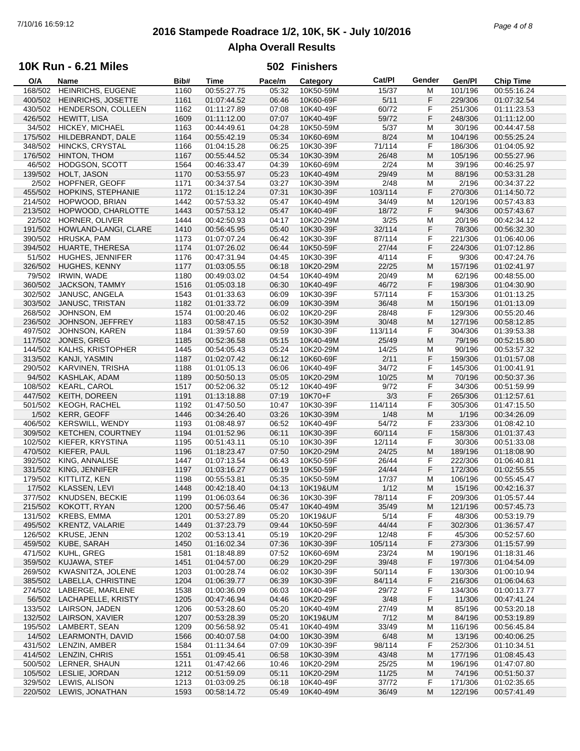# 2016 Stampede Roadrace 1/2, 10K, 5K - July 10/2016

## Alpha Overall Results

### 10K Run - 6.21 Miles — 502 Finishers

| O/A | Name | Bib# | Time | Pace/m | Category | Cat/Pl | Gender | Gen/Pl | Chip Time |
|---|---|---|---|---|---|---|---|---|---|
| 168/502 | HEINRICHS, EUGENE | 1160 | 00:55:27.75 | 05:32 | 10K50-59M | 15/37 | M | 101/196 | 00:55:16.24 |
| 400/502 | HEINRICHS, JOSETTE | 1161 | 01:07:44.52 | 06:46 | 10K60-69F | 5/11 | F | 229/306 | 01:07:32.54 |
| 430/502 | HENDERSON, COLLEEN | 1162 | 01:11:27.89 | 07:08 | 10K40-49F | 60/72 | F | 251/306 | 01:11:23.53 |
| 426/502 | HEWITT, LISA | 1609 | 01:11:12.00 | 07:07 | 10K40-49F | 59/72 | F | 248/306 | 01:11:12.00 |
| 34/502 | HICKEY, MICHAEL | 1163 | 00:44:49.61 | 04:28 | 10K50-59M | 5/37 | M | 30/196 | 00:44:47.58 |
| 175/502 | HILDEBRANDT, DALE | 1164 | 00:55:42.19 | 05:34 | 10K60-69M | 8/24 | M | 104/196 | 00:55:25.24 |
| 348/502 | HINCKS, CRYSTAL | 1166 | 01:04:15.28 | 06:25 | 10K30-39F | 71/114 | F | 186/306 | 01:04:05.92 |
| 176/502 | HINTON, THOM | 1167 | 00:55:44.52 | 05:34 | 10K30-39M | 26/48 | M | 105/196 | 00:55:27.96 |
| 46/502 | HODGSON, SCOTT | 1564 | 00:46:33.47 | 04:39 | 10K60-69M | 2/24 | M | 39/196 | 00:46:25.97 |
| 139/502 | HOLT, JASON | 1170 | 00:53:55.97 | 05:23 | 10K40-49M | 29/49 | M | 88/196 | 00:53:31.28 |
| 2/502 | HOPFNER, GEOFF | 1171 | 00:34:37.54 | 03:27 | 10K30-39M | 2/48 | M | 2/196 | 00:34:37.22 |
| 455/502 | HOPKINS, STEPHANIE | 1172 | 01:15:12.24 | 07:31 | 10K30-39F | 103/114 | F | 270/306 | 01:14:50.72 |
| 214/502 | HOPWOOD, BRIAN | 1442 | 00:57:53.32 | 05:47 | 10K40-49M | 34/49 | M | 120/196 | 00:57:43.83 |
| 213/502 | HOPWOOD, CHARLOTTE | 1443 | 00:57:53.12 | 05:47 | 10K40-49F | 18/72 | F | 94/306 | 00:57:43.67 |
| 22/502 | HORNER, OLIVER | 1444 | 00:42:50.93 | 04:17 | 10K20-29M | 3/25 | M | 20/196 | 00:42:34.12 |
| 191/502 | HOWLAND-LANGI, CLARE | 1410 | 00:56:45.95 | 05:40 | 10K30-39F | 32/114 | F | 78/306 | 00:56:32.30 |
| 390/502 | HRUSKA, PAM | 1173 | 01:07:07.24 | 06:42 | 10K30-39F | 87/114 | F | 221/306 | 01:06:40.06 |
| 394/502 | HUARTE, THERESA | 1174 | 01:07:26.02 | 06:44 | 10K50-59F | 27/44 | F | 224/306 | 01:07:12.86 |
| 51/502 | HUGHES, JENNIFER | 1176 | 00:47:31.94 | 04:45 | 10K30-39F | 4/114 | F | 9/306 | 00:47:24.76 |
| 326/502 | HUGHES, KENNY | 1177 | 01:03:05.55 | 06:18 | 10K20-29M | 22/25 | M | 157/196 | 01:02:41.97 |
| 79/502 | IRWIN, WADE | 1180 | 00:49:03.02 | 04:54 | 10K40-49M | 20/49 | M | 62/196 | 00:48:55.00 |
| 360/502 | JACKSON, TAMMY | 1516 | 01:05:03.18 | 06:30 | 10K40-49F | 46/72 | F | 198/306 | 01:04:30.90 |
| 302/502 | JANUSC, ANGELA | 1543 | 01:01:33.63 | 06:09 | 10K30-39F | 57/114 | F | 153/306 | 01:01:13.25 |
| 303/502 | JANUSC, TRISTAN | 1182 | 01:01:33.72 | 06:09 | 10K30-39M | 36/48 | M | 150/196 | 01:01:13.09 |
| 268/502 | JOHNSON, EM | 1574 | 01:00:20.46 | 06:02 | 10K20-29F | 28/48 | F | 129/306 | 00:55:20.46 |
| 236/502 | JOHNSON, JEFFREY | 1183 | 00:58:47.15 | 05:52 | 10K30-39M | 30/48 | M | 127/196 | 00:58:12.85 |
| 497/502 | JOHNSON, KAREN | 1184 | 01:39:57.60 | 09:59 | 10K30-39F | 113/114 | F | 304/306 | 01:39:53.38 |
| 117/502 | JONES, GREG | 1185 | 00:52:36.58 | 05:15 | 10K40-49M | 25/49 | M | 79/196 | 00:52:15.80 |
| 144/502 | KALHS, KRISTOPHER | 1445 | 00:54:05.43 | 05:24 | 10K20-29M | 14/25 | M | 90/196 | 00:53:57.32 |
| 313/502 | KANJI, YASMIN | 1187 | 01:02:07.42 | 06:12 | 10K60-69F | 2/11 | F | 159/306 | 01:01:57.08 |
| 290/502 | KARVINEN, TRISHA | 1188 | 01:01:05.13 | 06:06 | 10K40-49F | 34/72 | F | 145/306 | 01:00:41.91 |
| 94/502 | KASHLAK, ADAM | 1189 | 00:50:50.13 | 05:05 | 10K20-29M | 10/25 | M | 70/196 | 00:50:37.36 |
| 108/502 | KEARL, CAROL | 1517 | 00:52:06.32 | 05:12 | 10K40-49F | 9/72 | F | 34/306 | 00:51:59.99 |
| 447/502 | KEITH, DOREEN | 1191 | 01:13:18.88 | 07:19 | 10K70+F | 3/3 | F | 265/306 | 01:12:57.61 |
| 501/502 | KEOGH, RACHEL | 1192 | 01:47:50.50 | 10:47 | 10K30-39F | 114/114 | F | 305/306 | 01:47:15.50 |
| 1/502 | KERR, GEOFF | 1446 | 00:34:26.40 | 03:26 | 10K30-39M | 1/48 | M | 1/196 | 00:34:26.09 |
| 406/502 | KERSWILL, WENDY | 1193 | 01:08:48.97 | 06:52 | 10K40-49F | 54/72 | F | 233/306 | 01:08:42.10 |
| 309/502 | KETCHEN, COURTNEY | 1194 | 01:01:52.96 | 06:11 | 10K30-39F | 60/114 | F | 158/306 | 01:01:37.43 |
| 102/502 | KIEFER, KRYSTINA | 1195 | 00:51:43.11 | 05:10 | 10K30-39F | 12/114 | F | 30/306 | 00:51:33.08 |
| 470/502 | KIEFER, PAUL | 1196 | 01:18:23.47 | 07:50 | 10K20-29M | 24/25 | M | 189/196 | 01:18:08.90 |
| 392/502 | KING, ANNALISE | 1447 | 01:07:13.54 | 06:43 | 10K50-59F | 26/44 | F | 222/306 | 01:06:40.81 |
| 331/502 | KING, JENNIFER | 1197 | 01:03:16.27 | 06:19 | 10K50-59F | 24/44 | F | 172/306 | 01:02:55.55 |
| 179/502 | KITTLITZ, KEN | 1198 | 00:55:53.81 | 05:35 | 10K50-59M | 17/37 | M | 106/196 | 00:55:45.47 |
| 17/502 | KLASSEN, LEVI | 1448 | 00:42:18.40 | 04:13 | 10K19&UM | 1/12 | M | 15/196 | 00:42:16.37 |
| 377/502 | KNUDSEN, BECKIE | 1199 | 01:06:03.64 | 06:36 | 10K30-39F | 78/114 | F | 209/306 | 01:05:57.44 |
| 215/502 | KOKOTT, RYAN | 1200 | 00:57:56.46 | 05:47 | 10K40-49M | 35/49 | M | 121/196 | 00:57:45.73 |
| 131/502 | KREBS, EMMA | 1201 | 00:53:27.89 | 05:20 | 10K19&UF | 5/14 | F | 48/306 | 00:53:19.79 |
| 495/502 | KRENTZ, VALARIE | 1449 | 01:37:23.79 | 09:44 | 10K50-59F | 44/44 | F | 302/306 | 01:36:57.47 |
| 126/502 | KRUSE, JENN | 1202 | 00:53:13.41 | 05:19 | 10K20-29F | 12/48 | F | 45/306 | 00:52:57.60 |
| 459/502 | KUBE, SARAH | 1450 | 01:16:02.34 | 07:36 | 10K30-39F | 105/114 | F | 273/306 | 01:15:57.99 |
| 471/502 | KUHL, GREG | 1581 | 01:18:48.89 | 07:52 | 10K60-69M | 23/24 | M | 190/196 | 01:18:31.46 |
| 359/502 | KUJAWA, STEF | 1451 | 01:04:57.00 | 06:29 | 10K20-29F | 39/48 | F | 197/306 | 01:04:54.09 |
| 269/502 | KWASNITZA, JOLENE | 1203 | 01:00:28.74 | 06:02 | 10K30-39F | 50/114 | F | 130/306 | 01:00:10.94 |
| 385/502 | LABELLA, CHRISTINE | 1204 | 01:06:39.77 | 06:39 | 10K30-39F | 84/114 | F | 216/306 | 01:06:04.63 |
| 274/502 | LABERGE, MARLENE | 1538 | 01:00:36.09 | 06:03 | 10K40-49F | 29/72 | F | 134/306 | 01:00:13.77 |
| 56/502 | LACHAPELLE, KRISTY | 1205 | 00:47:46.94 | 04:46 | 10K20-29F | 3/48 | F | 11/306 | 00:47:41.24 |
| 133/502 | LAIRSON, JADEN | 1206 | 00:53:28.60 | 05:20 | 10K40-49M | 27/49 | M | 85/196 | 00:53:20.18 |
| 132/502 | LAIRSON, XAVIER | 1207 | 00:53:28.39 | 05:20 | 10K19&UM | 7/12 | M | 84/196 | 00:53:19.89 |
| 195/502 | LAMBERT, SEAN | 1209 | 00:56:58.92 | 05:41 | 10K40-49M | 33/49 | M | 116/196 | 00:56:45.84 |
| 14/502 | LEARMONTH, DAVID | 1566 | 00:40:07.58 | 04:00 | 10K30-39M | 6/48 | M | 13/196 | 00:40:06.25 |
| 431/502 | LENZIN, AMBER | 1584 | 01:11:34.64 | 07:09 | 10K30-39F | 98/114 | F | 252/306 | 01:10:34.51 |
| 414/502 | LENZIN, CHRIS | 1551 | 01:09:45.41 | 06:58 | 10K30-39M | 43/48 | M | 177/196 | 01:08:45.43 |
| 500/502 | LERNER, SHAUN | 1211 | 01:47:42.66 | 10:46 | 10K20-29M | 25/25 | M | 196/196 | 01:47:07.80 |
| 105/502 | LESLIE, JORDAN | 1212 | 00:51:59.09 | 05:11 | 10K20-29M | 11/25 | M | 74/196 | 00:51:50.37 |
| 329/502 | LEWIS, ALISON | 1213 | 01:03:09.25 | 06:18 | 10K40-49F | 37/72 | F | 171/306 | 01:02:35.65 |
| 220/502 | LEWIS, JONATHAN | 1593 | 00:58:14.72 | 05:49 | 10K40-49M | 36/49 | M | 122/196 | 00:57:41.49 |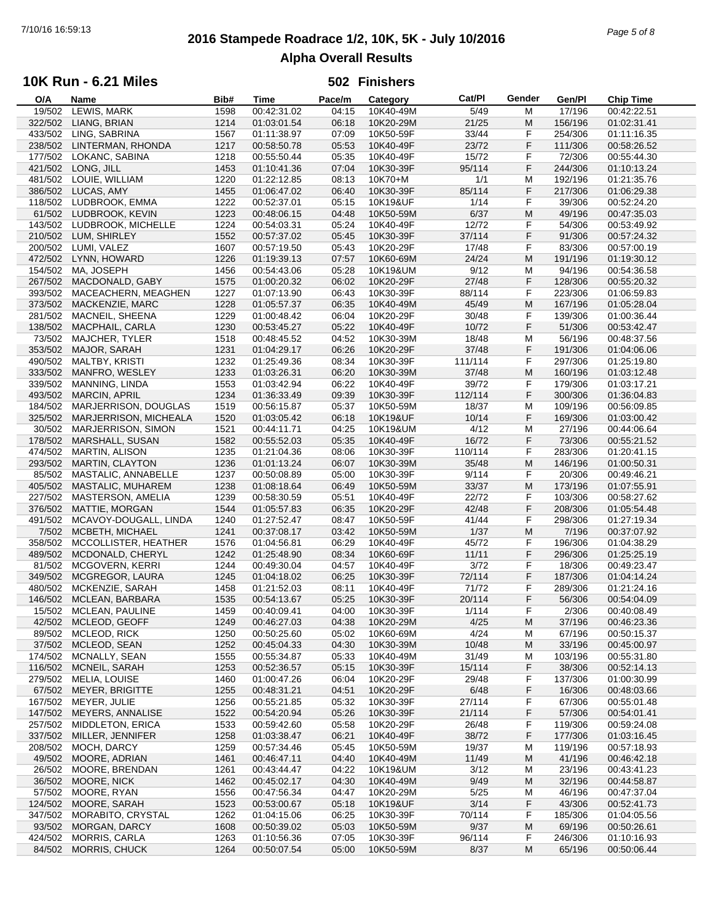# 2016 Stampede Roadrace 1/2, 10K, 5K - July 10/2016

## Alpha Overall Results

### 10K Run - 6.21 Miles

**502 Finishers**

| O/A | Name | Bib# | Time | Pace/m | Category | Cat/Pl | Gender | Gen/Pl | Chip Time |
|---|---|---|---|---|---|---|---|---|---|
| 19/502 | LEWIS, MARK | 1598 | 00:42:31.02 | 04:15 | 10K40-49M | 5/49 | M | 17/196 | 00:42:22.51 |
| 322/502 | LIANG, BRIAN | 1214 | 01:03:01.54 | 06:18 | 10K20-29M | 21/25 | M | 156/196 | 01:02:31.41 |
| 433/502 | LING, SABRINA | 1567 | 01:11:38.97 | 07:09 | 10K50-59F | 33/44 | F | 254/306 | 01:11:16.35 |
| 238/502 | LINTERMAN, RHONDA | 1217 | 00:58:50.78 | 05:53 | 10K40-49F | 23/72 | F | 111/306 | 00:58:26.52 |
| 177/502 | LOKANC, SABINA | 1218 | 00:55:50.44 | 05:35 | 10K40-49F | 15/72 | F | 72/306 | 00:55:44.30 |
| 421/502 | LONG, JILL | 1453 | 01:10:41.36 | 07:04 | 10K30-39F | 95/114 | F | 244/306 | 01:10:13.24 |
| 481/502 | LOUIE, WILLIAM | 1220 | 01:22:12.85 | 08:13 | 10K70+M | 1/1 | M | 192/196 | 01:21:35.76 |
| 386/502 | LUCAS, AMY | 1455 | 01:06:47.02 | 06:40 | 10K30-39F | 85/114 | F | 217/306 | 01:06:29.38 |
| 118/502 | LUDBROOK, EMMA | 1222 | 00:52:37.01 | 05:15 | 10K19&UF | 1/14 | F | 39/306 | 00:52:24.20 |
| 61/502 | LUDBROOK, KEVIN | 1223 | 00:48:06.15 | 04:48 | 10K50-59M | 6/37 | M | 49/196 | 00:47:35.03 |
| 143/502 | LUDBROOK, MICHELLE | 1224 | 00:54:03.31 | 05:24 | 10K40-49F | 12/72 | F | 54/306 | 00:53:49.92 |
| 210/502 | LUM, SHIRLEY | 1552 | 00:57:37.02 | 05:45 | 10K30-39F | 37/114 | F | 91/306 | 00:57:24.32 |
| 200/502 | LUMI, VALEZ | 1607 | 00:57:19.50 | 05:43 | 10K20-29F | 17/48 | F | 83/306 | 00:57:00.19 |
| 472/502 | LYNN, HOWARD | 1226 | 01:19:39.13 | 07:57 | 10K60-69M | 24/24 | M | 191/196 | 01:19:30.12 |
| 154/502 | MA, JOSEPH | 1456 | 00:54:43.06 | 05:28 | 10K19&UM | 9/12 | M | 94/196 | 00:54:36.58 |
| 267/502 | MACDONALD, GABY | 1575 | 01:00:20.32 | 06:02 | 10K20-29F | 27/48 | F | 128/306 | 00:55:20.32 |
| 393/502 | MACEACHERN, MEAGHEN | 1227 | 01:07:13.90 | 06:43 | 10K30-39F | 88/114 | F | 223/306 | 01:06:59.83 |
| 373/502 | MACKENZIE, MARC | 1228 | 01:05:57.37 | 06:35 | 10K40-49M | 45/49 | M | 167/196 | 01:05:28.04 |
| 281/502 | MACNEIL, SHEENA | 1229 | 01:00:48.42 | 06:04 | 10K20-29F | 30/48 | F | 139/306 | 01:00:36.44 |
| 138/502 | MACPHAIL, CARLA | 1230 | 00:53:45.27 | 05:22 | 10K40-49F | 10/72 | F | 51/306 | 00:53:42.47 |
| 73/502 | MAJCHER, TYLER | 1518 | 00:48:45.52 | 04:52 | 10K30-39M | 18/48 | M | 56/196 | 00:48:37.56 |
| 353/502 | MAJOR, SARAH | 1231 | 01:04:29.17 | 06:26 | 10K20-29F | 37/48 | F | 191/306 | 01:04:06.06 |
| 490/502 | MALTBY, KRISTI | 1232 | 01:25:49.36 | 08:34 | 10K30-39F | 111/114 | F | 297/306 | 01:25:19.80 |
| 333/502 | MANFRO, WESLEY | 1233 | 01:03:26.31 | 06:20 | 10K30-39M | 37/48 | M | 160/196 | 01:03:12.48 |
| 339/502 | MANNING, LINDA | 1553 | 01:03:42.94 | 06:22 | 10K40-49F | 39/72 | F | 179/306 | 01:03:17.21 |
| 493/502 | MARCIN, APRIL | 1234 | 01:36:33.49 | 09:39 | 10K30-39F | 112/114 | F | 300/306 | 01:36:04.83 |
| 184/502 | MARJERRISON, DOUGLAS | 1519 | 00:56:15.87 | 05:37 | 10K50-59M | 18/37 | M | 109/196 | 00:56:09.85 |
| 325/502 | MARJERRISON, MICHEALA | 1520 | 01:03:05.42 | 06:18 | 10K19&UF | 10/14 | F | 169/306 | 01:03:00.42 |
| 30/502 | MARJERRISON, SIMON | 1521 | 00:44:11.71 | 04:25 | 10K19&UM | 4/12 | M | 27/196 | 00:44:06.64 |
| 178/502 | MARSHALL, SUSAN | 1582 | 00:55:52.03 | 05:35 | 10K40-49F | 16/72 | F | 73/306 | 00:55:21.52 |
| 474/502 | MARTIN, ALISON | 1235 | 01:21:04.36 | 08:06 | 10K30-39F | 110/114 | F | 283/306 | 01:20:41.15 |
| 293/502 | MARTIN, CLAYTON | 1236 | 01:01:13.24 | 06:07 | 10K30-39M | 35/48 | M | 146/196 | 01:00:50.31 |
| 85/502 | MASTALIC, ANNABELLE | 1237 | 00:50:08.89 | 05:00 | 10K30-39F | 9/114 | F | 20/306 | 00:49:46.21 |
| 405/502 | MASTALIC, MUHAREM | 1238 | 01:08:18.64 | 06:49 | 10K50-59M | 33/37 | M | 173/196 | 01:07:55.91 |
| 227/502 | MASTERSON, AMELIA | 1239 | 00:58:30.59 | 05:51 | 10K40-49F | 22/72 | F | 103/306 | 00:58:27.62 |
| 376/502 | MATTIE, MORGAN | 1544 | 01:05:57.83 | 06:35 | 10K20-29F | 42/48 | F | 208/306 | 01:05:54.48 |
| 491/502 | MCAVOY-DOUGALL, LINDA | 1240 | 01:27:52.47 | 08:47 | 10K50-59F | 41/44 | F | 298/306 | 01:27:19.34 |
| 7/502 | MCBETH, MICHAEL | 1241 | 00:37:08.17 | 03:42 | 10K50-59M | 1/37 | M | 7/196 | 00:37:07.92 |
| 358/502 | MCCOLLISTER, HEATHER | 1576 | 01:04:56.81 | 06:29 | 10K40-49F | 45/72 | F | 196/306 | 01:04:38.29 |
| 489/502 | MCDONALD, CHERYL | 1242 | 01:25:48.90 | 08:34 | 10K60-69F | 11/11 | F | 296/306 | 01:25:25.19 |
| 81/502 | MCGOVERN, KERRI | 1244 | 00:49:30.04 | 04:57 | 10K40-49F | 3/72 | F | 18/306 | 00:49:23.47 |
| 349/502 | MCGREGOR, LAURA | 1245 | 01:04:18.02 | 06:25 | 10K30-39F | 72/114 | F | 187/306 | 01:04:14.24 |
| 480/502 | MCKENZIE, SARAH | 1458 | 01:21:52.03 | 08:11 | 10K40-49F | 71/72 | F | 289/306 | 01:21:24.16 |
| 146/502 | MCLEAN, BARBARA | 1535 | 00:54:13.67 | 05:25 | 10K30-39F | 20/114 | F | 56/306 | 00:54:04.09 |
| 15/502 | MCLEAN, PAULINE | 1459 | 00:40:09.41 | 04:00 | 10K30-39F | 1/114 | F | 2/306 | 00:40:08.49 |
| 42/502 | MCLEOD, GEOFF | 1249 | 00:46:27.03 | 04:38 | 10K20-29M | 4/25 | M | 37/196 | 00:46:23.36 |
| 89/502 | MCLEOD, RICK | 1250 | 00:50:25.60 | 05:02 | 10K60-69M | 4/24 | M | 67/196 | 00:50:15.37 |
| 37/502 | MCLEOD, SEAN | 1252 | 00:45:04.33 | 04:30 | 10K30-39M | 10/48 | M | 33/196 | 00:45:00.97 |
| 174/502 | MCNALLY, SEAN | 1555 | 00:55:34.87 | 05:33 | 10K40-49M | 31/49 | M | 103/196 | 00:55:31.80 |
| 116/502 | MCNEIL, SARAH | 1253 | 00:52:36.57 | 05:15 | 10K30-39F | 15/114 | F | 38/306 | 00:52:14.13 |
| 279/502 | MELIA, LOUISE | 1460 | 01:00:47.26 | 06:04 | 10K20-29F | 29/48 | F | 137/306 | 01:00:30.99 |
| 67/502 | MEYER, BRIGITTE | 1255 | 00:48:31.21 | 04:51 | 10K20-29F | 6/48 | F | 16/306 | 00:48:03.66 |
| 167/502 | MEYER, JULIE | 1256 | 00:55:21.85 | 05:32 | 10K30-39F | 27/114 | F | 67/306 | 00:55:01.48 |
| 147/502 | MEYERS, ANNALISE | 1522 | 00:54:20.94 | 05:26 | 10K30-39F | 21/114 | F | 57/306 | 00:54:01.41 |
| 257/502 | MIDDLETON, ERICA | 1533 | 00:59:42.60 | 05:58 | 10K20-29F | 26/48 | F | 119/306 | 00:59:24.08 |
| 337/502 | MILLER, JENNIFER | 1258 | 01:03:38.47 | 06:21 | 10K40-49F | 38/72 | F | 177/306 | 01:03:16.45 |
| 208/502 | MOCH, DARCY | 1259 | 00:57:34.46 | 05:45 | 10K50-59M | 19/37 | M | 119/196 | 00:57:18.93 |
| 49/502 | MOORE, ADRIAN | 1461 | 00:46:47.11 | 04:40 | 10K40-49M | 11/49 | M | 41/196 | 00:46:42.18 |
| 26/502 | MOORE, BRENDAN | 1261 | 00:43:44.47 | 04:22 | 10K19&UM | 3/12 | M | 23/196 | 00:43:41.23 |
| 36/502 | MOORE, NICK | 1462 | 00:45:02.17 | 04:30 | 10K40-49M | 9/49 | M | 32/196 | 00:44:58.87 |
| 57/502 | MOORE, RYAN | 1556 | 00:47:56.34 | 04:47 | 10K20-29M | 5/25 | M | 46/196 | 00:47:37.04 |
| 124/502 | MOORE, SARAH | 1523 | 00:53:00.67 | 05:18 | 10K19&UF | 3/14 | F | 43/306 | 00:52:41.73 |
| 347/502 | MORABITO, CRYSTAL | 1262 | 01:04:15.06 | 06:25 | 10K30-39F | 70/114 | F | 185/306 | 01:04:05.56 |
| 93/502 | MORGAN, DARCY | 1608 | 00:50:39.02 | 05:03 | 10K50-59M | 9/37 | M | 69/196 | 00:50:26.61 |
| 424/502 | MORRIS, CARLA | 1263 | 01:10:56.36 | 07:05 | 10K30-39F | 96/114 | F | 246/306 | 01:10:16.93 |
| 84/502 | MORRIS, CHUCK | 1264 | 00:50:07.54 | 05:00 | 10K50-59M | 8/37 | M | 65/196 | 00:50:06.44 |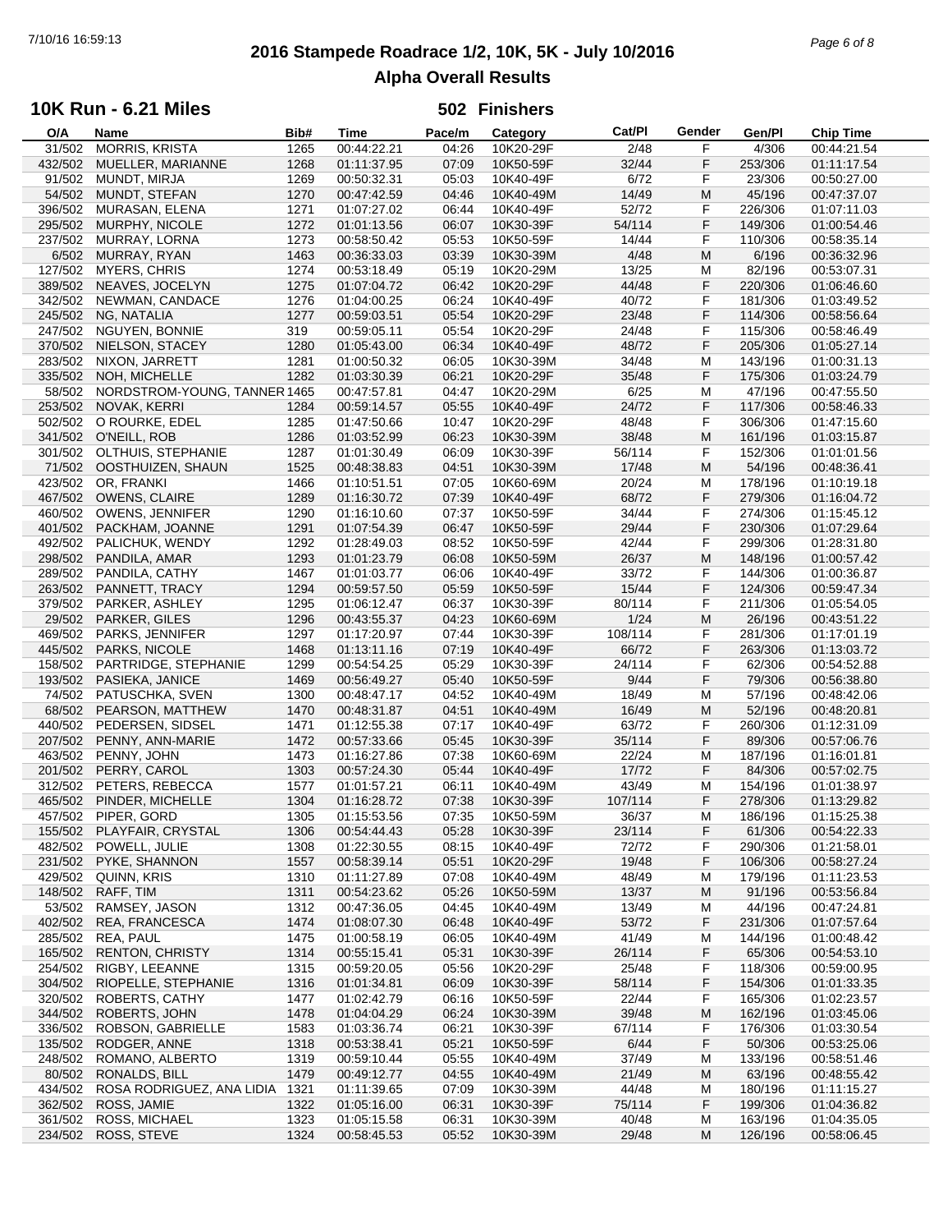# 2016 Stampede Roadrace 1/2, 10K, 5K - July 10/2016

## Alpha Overall Results

### 10K Run - 6.21 Miles

**502 Finishers**

| O/A | Name | Bib# | Time | Pace/m | Category | Cat/Pl | Gender | Gen/Pl | Chip Time |
|---|---|---|---|---|---|---|---|---|---|
| 31/502 | MORRIS, KRISTA | 1265 | 00:44:22.21 | 04:26 | 10K20-29F | 2/48 | F | 4/306 | 00:44:21.54 |
| 432/502 | MUELLER, MARIANNE | 1268 | 01:11:37.95 | 07:09 | 10K50-59F | 32/44 | F | 253/306 | 01:11:17.54 |
| 91/502 | MUNDT, MIRJA | 1269 | 00:50:32.31 | 05:03 | 10K40-49F | 6/72 | F | 23/306 | 00:50:27.00 |
| 54/502 | MUNDT, STEFAN | 1270 | 00:47:42.59 | 04:46 | 10K40-49M | 14/49 | M | 45/196 | 00:47:37.07 |
| 396/502 | MURASAN, ELENA | 1271 | 01:07:27.02 | 06:44 | 10K40-49F | 52/72 | F | 226/306 | 01:07:11.03 |
| 295/502 | MURPHY, NICOLE | 1272 | 01:01:13.56 | 06:07 | 10K30-39F | 54/114 | F | 149/306 | 01:00:54.46 |
| 237/502 | MURRAY, LORNA | 1273 | 00:58:50.42 | 05:53 | 10K50-59F | 14/44 | F | 110/306 | 00:58:35.14 |
| 6/502 | MURRAY, RYAN | 1463 | 00:36:33.03 | 03:39 | 10K30-39M | 4/48 | M | 6/196 | 00:36:32.96 |
| 127/502 | MYERS, CHRIS | 1274 | 00:53:18.49 | 05:19 | 10K20-29M | 13/25 | M | 82/196 | 00:53:07.31 |
| 389/502 | NEAVES, JOCELYN | 1275 | 01:07:04.72 | 06:42 | 10K20-29F | 44/48 | F | 220/306 | 01:06:46.60 |
| 342/502 | NEWMAN, CANDACE | 1276 | 01:04:00.25 | 06:24 | 10K40-49F | 40/72 | F | 181/306 | 01:03:49.52 |
| 245/502 | NG, NATALIA | 1277 | 00:59:03.51 | 05:54 | 10K20-29F | 23/48 | F | 114/306 | 00:58:56.64 |
| 247/502 | NGUYEN, BONNIE | 319 | 00:59:05.11 | 05:54 | 10K20-29F | 24/48 | F | 115/306 | 00:58:46.49 |
| 370/502 | NIELSON, STACEY | 1280 | 01:05:43.00 | 06:34 | 10K40-49F | 48/72 | F | 205/306 | 01:05:27.14 |
| 283/502 | NIXON, JARRETT | 1281 | 01:00:50.32 | 06:05 | 10K30-39M | 34/48 | M | 143/196 | 01:00:31.13 |
| 335/502 | NOH, MICHELLE | 1282 | 01:03:30.39 | 06:21 | 10K20-29F | 35/48 | F | 175/306 | 01:03:24.79 |
| 58/502 | NORDSTROM-YOUNG, TANNER | 1465 | 00:47:57.81 | 04:47 | 10K20-29M | 6/25 | M | 47/196 | 00:47:55.50 |
| 253/502 | NOVAK, KERRI | 1284 | 00:59:14.57 | 05:55 | 10K40-49F | 24/72 | F | 117/306 | 00:58:46.33 |
| 502/502 | O ROURKE, EDEL | 1285 | 01:47:50.66 | 10:47 | 10K20-29F | 48/48 | F | 306/306 | 01:47:15.60 |
| 341/502 | O'NEILL, ROB | 1286 | 01:03:52.99 | 06:23 | 10K30-39M | 38/48 | M | 161/196 | 01:03:15.87 |
| 301/502 | OLTHUIS, STEPHANIE | 1287 | 01:01:30.49 | 06:09 | 10K30-39F | 56/114 | F | 152/306 | 01:01:01.56 |
| 71/502 | OOSTHUIZEN, SHAUN | 1525 | 00:48:38.83 | 04:51 | 10K30-39M | 17/48 | M | 54/196 | 00:48:36.41 |
| 423/502 | OR, FRANKI | 1466 | 01:10:51.51 | 07:05 | 10K60-69M | 20/24 | M | 178/196 | 01:10:19.18 |
| 467/502 | OWENS, CLAIRE | 1289 | 01:16:30.72 | 07:39 | 10K40-49F | 68/72 | F | 279/306 | 01:16:04.72 |
| 460/502 | OWENS, JENNIFER | 1290 | 01:16:10.60 | 07:37 | 10K50-59F | 34/44 | F | 274/306 | 01:15:45.12 |
| 401/502 | PACKHAM, JOANNE | 1291 | 01:07:54.39 | 06:47 | 10K50-59F | 29/44 | F | 230/306 | 01:07:29.64 |
| 492/502 | PALICHUK, WENDY | 1292 | 01:28:49.03 | 08:52 | 10K50-59F | 42/44 | F | 299/306 | 01:28:31.80 |
| 298/502 | PANDILA, AMAR | 1293 | 01:01:23.79 | 06:08 | 10K50-59M | 26/37 | M | 148/196 | 01:00:57.42 |
| 289/502 | PANDILA, CATHY | 1467 | 01:01:03.77 | 06:06 | 10K40-49F | 33/72 | F | 144/306 | 01:00:36.87 |
| 263/502 | PANNETT, TRACY | 1294 | 00:59:57.50 | 05:59 | 10K50-59F | 15/44 | F | 124/306 | 00:59:47.34 |
| 379/502 | PARKER, ASHLEY | 1295 | 01:06:12.47 | 06:37 | 10K30-39F | 80/114 | F | 211/306 | 01:05:54.05 |
| 29/502 | PARKER, GILES | 1296 | 00:43:55.37 | 04:23 | 10K60-69M | 1/24 | M | 26/196 | 00:43:51.22 |
| 469/502 | PARKS, JENNIFER | 1297 | 01:17:20.97 | 07:44 | 10K30-39F | 108/114 | F | 281/306 | 01:17:01.19 |
| 445/502 | PARKS, NICOLE | 1468 | 01:13:11.16 | 07:19 | 10K40-49F | 66/72 | F | 263/306 | 01:13:03.72 |
| 158/502 | PARTRIDGE, STEPHANIE | 1299 | 00:54:54.25 | 05:29 | 10K30-39F | 24/114 | F | 62/306 | 00:54:52.88 |
| 193/502 | PASIEKA, JANICE | 1469 | 00:56:49.27 | 05:40 | 10K50-59F | 9/44 | F | 79/306 | 00:56:38.80 |
| 74/502 | PATUSCHKA, SVEN | 1300 | 00:48:47.17 | 04:52 | 10K40-49M | 18/49 | M | 57/196 | 00:48:42.06 |
| 68/502 | PEARSON, MATTHEW | 1470 | 00:48:31.87 | 04:51 | 10K40-49M | 16/49 | M | 52/196 | 00:48:20.81 |
| 440/502 | PEDERSEN, SIDSEL | 1471 | 01:12:55.38 | 07:17 | 10K40-49F | 63/72 | F | 260/306 | 01:12:31.09 |
| 207/502 | PENNY, ANN-MARIE | 1472 | 00:57:33.66 | 05:45 | 10K30-39F | 35/114 | F | 89/306 | 00:57:06.76 |
| 463/502 | PENNY, JOHN | 1473 | 01:16:27.86 | 07:38 | 10K60-69M | 22/24 | M | 187/196 | 01:16:01.81 |
| 201/502 | PERRY, CAROL | 1303 | 00:57:24.30 | 05:44 | 10K40-49F | 17/72 | F | 84/306 | 00:57:02.75 |
| 312/502 | PETERS, REBECCA | 1577 | 01:01:57.21 | 06:11 | 10K40-49M | 43/49 | M | 154/196 | 01:01:38.97 |
| 465/502 | PINDER, MICHELLE | 1304 | 01:16:28.72 | 07:38 | 10K30-39F | 107/114 | F | 278/306 | 01:13:29.82 |
| 457/502 | PIPER, GORD | 1305 | 01:15:53.56 | 07:35 | 10K50-59M | 36/37 | M | 186/196 | 01:15:25.38 |
| 155/502 | PLAYFAIR, CRYSTAL | 1306 | 00:54:44.43 | 05:28 | 10K30-39F | 23/114 | F | 61/306 | 00:54:22.33 |
| 482/502 | POWELL, JULIE | 1308 | 01:22:30.55 | 08:15 | 10K40-49F | 72/72 | F | 290/306 | 01:21:58.01 |
| 231/502 | PYKE, SHANNON | 1557 | 00:58:39.14 | 05:51 | 10K20-29F | 19/48 | F | 106/306 | 00:58:27.24 |
| 429/502 | QUINN, KRIS | 1310 | 01:11:27.89 | 07:08 | 10K40-49M | 48/49 | M | 179/196 | 01:11:23.53 |
| 148/502 | RAFF, TIM | 1311 | 00:54:23.62 | 05:26 | 10K50-59M | 13/37 | M | 91/196 | 00:53:56.84 |
| 53/502 | RAMSEY, JASON | 1312 | 00:47:36.05 | 04:45 | 10K40-49M | 13/49 | M | 44/196 | 00:47:24.81 |
| 402/502 | REA, FRANCESCA | 1474 | 01:08:07.30 | 06:48 | 10K40-49F | 53/72 | F | 231/306 | 01:07:57.64 |
| 285/502 | REA, PAUL | 1475 | 01:00:58.19 | 06:05 | 10K40-49M | 41/49 | M | 144/196 | 01:00:48.42 |
| 165/502 | RENTON, CHRISTY | 1314 | 00:55:15.41 | 05:31 | 10K30-39F | 26/114 | F | 65/306 | 00:54:53.10 |
| 254/502 | RIGBY, LEEANNE | 1315 | 00:59:20.05 | 05:56 | 10K20-29F | 25/48 | F | 118/306 | 00:59:00.95 |
| 304/502 | RIOPELLE, STEPHANIE | 1316 | 01:01:34.81 | 06:09 | 10K30-39F | 58/114 | F | 154/306 | 01:01:33.35 |
| 320/502 | ROBERTS, CATHY | 1477 | 01:02:42.79 | 06:16 | 10K50-59F | 22/44 | F | 165/306 | 01:02:23.57 |
| 344/502 | ROBERTS, JOHN | 1478 | 01:04:04.29 | 06:24 | 10K30-39M | 39/48 | M | 162/196 | 01:03:45.06 |
| 336/502 | ROBSON, GABRIELLE | 1583 | 01:03:36.74 | 06:21 | 10K30-39F | 67/114 | F | 176/306 | 01:03:30.54 |
| 135/502 | RODGER, ANNE | 1318 | 00:53:38.41 | 05:21 | 10K50-59F | 6/44 | F | 50/306 | 00:53:25.06 |
| 248/502 | ROMANO, ALBERTO | 1319 | 00:59:10.44 | 05:55 | 10K40-49M | 37/49 | M | 133/196 | 00:58:51.46 |
| 80/502 | RONALDS, BILL | 1479 | 00:49:12.77 | 04:55 | 10K40-49M | 21/49 | M | 63/196 | 00:48:55.42 |
| 434/502 | ROSA RODRIGUEZ, ANA LIDIA | 1321 | 01:11:39.65 | 07:09 | 10K30-39M | 44/48 | M | 180/196 | 01:11:15.27 |
| 362/502 | ROSS, JAMIE | 1322 | 01:05:16.00 | 06:31 | 10K30-39F | 75/114 | F | 199/306 | 01:04:36.82 |
| 361/502 | ROSS, MICHAEL | 1323 | 01:05:15.58 | 06:31 | 10K30-39M | 40/48 | M | 163/196 | 01:04:35.05 |
| 234/502 | ROSS, STEVE | 1324 | 00:58:45.53 | 05:52 | 10K30-39M | 29/48 | M | 126/196 | 00:58:06.45 |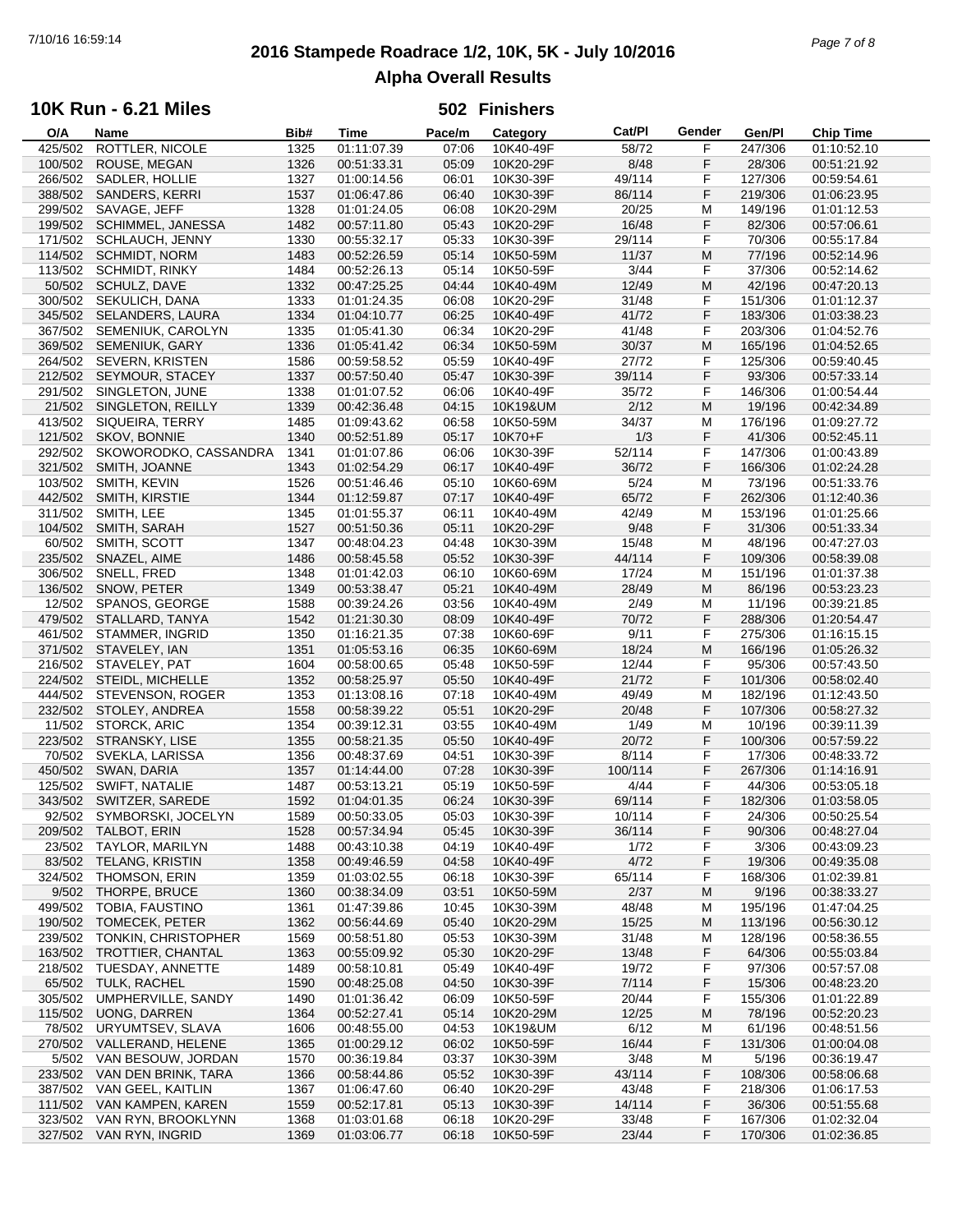# 2016 Stampede Roadrace 1/2, 10K, 5K - July 10/2016

## Alpha Overall Results

### 10K Run - 6.21 Miles — 502 Finishers

| O/A | Name | Bib# | Time | Pace/m | Category | Cat/Pl | Gender | Gen/Pl | Chip Time |
|---|---|---|---|---|---|---|---|---|---|
| 425/502 | ROTTLER, NICOLE | 1325 | 01:11:07.39 | 07:06 | 10K40-49F | 58/72 | F | 247/306 | 01:10:52.10 |
| 100/502 | ROUSE, MEGAN | 1326 | 00:51:33.31 | 05:09 | 10K20-29F | 8/48 | F | 28/306 | 00:51:21.92 |
| 266/502 | SADLER, HOLLIE | 1327 | 01:00:14.56 | 06:01 | 10K30-39F | 49/114 | F | 127/306 | 00:59:54.61 |
| 388/502 | SANDERS, KERRI | 1537 | 01:06:47.86 | 06:40 | 10K30-39F | 86/114 | F | 219/306 | 01:06:23.95 |
| 299/502 | SAVAGE, JEFF | 1328 | 01:01:24.05 | 06:08 | 10K20-29M | 20/25 | M | 149/196 | 01:01:12.53 |
| 199/502 | SCHIMMEL, JANESSA | 1482 | 00:57:11.80 | 05:43 | 10K20-29F | 16/48 | F | 82/306 | 00:57:06.61 |
| 171/502 | SCHLAUCH, JENNY | 1330 | 00:55:32.17 | 05:33 | 10K30-39F | 29/114 | F | 70/306 | 00:55:17.84 |
| 114/502 | SCHMIDT, NORM | 1483 | 00:52:26.59 | 05:14 | 10K50-59M | 11/37 | M | 77/196 | 00:52:14.96 |
| 113/502 | SCHMIDT, RINKY | 1484 | 00:52:26.13 | 05:14 | 10K50-59F | 3/44 | F | 37/306 | 00:52:14.62 |
| 50/502 | SCHULZ, DAVE | 1332 | 00:47:25.25 | 04:44 | 10K40-49M | 12/49 | M | 42/196 | 00:47:20.13 |
| 300/502 | SEKULICH, DANA | 1333 | 01:01:24.35 | 06:08 | 10K20-29F | 31/48 | F | 151/306 | 01:01:12.37 |
| 345/502 | SELANDERS, LAURA | 1334 | 01:04:10.77 | 06:25 | 10K40-49F | 41/72 | F | 183/306 | 01:03:38.23 |
| 367/502 | SEMENIUK, CAROLYN | 1335 | 01:05:41.30 | 06:34 | 10K20-29F | 41/48 | F | 203/306 | 01:04:52.76 |
| 369/502 | SEMENIUK, GARY | 1336 | 01:05:41.42 | 06:34 | 10K50-59M | 30/37 | M | 165/196 | 01:04:52.65 |
| 264/502 | SEVERN, KRISTEN | 1586 | 00:59:58.52 | 05:59 | 10K40-49F | 27/72 | F | 125/306 | 00:59:40.45 |
| 212/502 | SEYMOUR, STACEY | 1337 | 00:57:50.40 | 05:47 | 10K30-39F | 39/114 | F | 93/306 | 00:57:33.14 |
| 291/502 | SINGLETON, JUNE | 1338 | 01:01:07.52 | 06:06 | 10K40-49F | 35/72 | F | 146/306 | 01:00:54.44 |
| 21/502 | SINGLETON, REILLY | 1339 | 00:42:36.48 | 04:15 | 10K19&UM | 2/12 | M | 19/196 | 00:42:34.89 |
| 413/502 | SIQUEIRA, TERRY | 1485 | 01:09:43.62 | 06:58 | 10K50-59M | 34/37 | M | 176/196 | 01:09:27.72 |
| 121/502 | SKOV, BONNIE | 1340 | 00:52:51.89 | 05:17 | 10K70+F | 1/3 | F | 41/306 | 00:52:45.11 |
| 292/502 | SKOWORODKO, CASSANDRA | 1341 | 01:01:07.86 | 06:06 | 10K30-39F | 52/114 | F | 147/306 | 01:00:43.89 |
| 321/502 | SMITH, JOANNE | 1343 | 01:02:54.29 | 06:17 | 10K40-49F | 36/72 | F | 166/306 | 01:02:24.28 |
| 103/502 | SMITH, KEVIN | 1526 | 00:51:46.46 | 05:10 | 10K60-69M | 5/24 | M | 73/196 | 00:51:33.76 |
| 442/502 | SMITH, KIRSTIE | 1344 | 01:12:59.87 | 07:17 | 10K40-49F | 65/72 | F | 262/306 | 01:12:40.36 |
| 311/502 | SMITH, LEE | 1345 | 01:01:55.37 | 06:11 | 10K40-49M | 42/49 | M | 153/196 | 01:01:25.66 |
| 104/502 | SMITH, SARAH | 1527 | 00:51:50.36 | 05:11 | 10K20-29F | 9/48 | F | 31/306 | 00:51:33.34 |
| 60/502 | SMITH, SCOTT | 1347 | 00:48:04.23 | 04:48 | 10K30-39M | 15/48 | M | 48/196 | 00:47:27.03 |
| 235/502 | SNAZEL, AIME | 1486 | 00:58:45.58 | 05:52 | 10K30-39F | 44/114 | F | 109/306 | 00:58:39.08 |
| 306/502 | SNELL, FRED | 1348 | 01:01:42.03 | 06:10 | 10K60-69M | 17/24 | M | 151/196 | 01:01:37.38 |
| 136/502 | SNOW, PETER | 1349 | 00:53:38.47 | 05:21 | 10K40-49M | 28/49 | M | 86/196 | 00:53:23.23 |
| 12/502 | SPANOS, GEORGE | 1588 | 00:39:24.26 | 03:56 | 10K40-49M | 2/49 | M | 11/196 | 00:39:21.85 |
| 479/502 | STALLARD, TANYA | 1542 | 01:21:30.30 | 08:09 | 10K40-49F | 70/72 | F | 288/306 | 01:20:54.47 |
| 461/502 | STAMMER, INGRID | 1350 | 01:16:21.35 | 07:38 | 10K60-69F | 9/11 | F | 275/306 | 01:16:15.15 |
| 371/502 | STAVELEY, IAN | 1351 | 01:05:53.16 | 06:35 | 10K60-69M | 18/24 | M | 166/196 | 01:05:26.32 |
| 216/502 | STAVELEY, PAT | 1604 | 00:58:00.65 | 05:48 | 10K50-59F | 12/44 | F | 95/306 | 00:57:43.50 |
| 224/502 | STEIDL, MICHELLE | 1352 | 00:58:25.97 | 05:50 | 10K40-49F | 21/72 | F | 101/306 | 00:58:02.40 |
| 444/502 | STEVENSON, ROGER | 1353 | 01:13:08.16 | 07:18 | 10K40-49M | 49/49 | M | 182/196 | 01:12:43.50 |
| 232/502 | STOLEY, ANDREA | 1558 | 00:58:39.22 | 05:51 | 10K20-29F | 20/48 | F | 107/306 | 00:58:27.32 |
| 11/502 | STORCK, ARIC | 1354 | 00:39:12.31 | 03:55 | 10K40-49M | 1/49 | M | 10/196 | 00:39:11.39 |
| 223/502 | STRANSKY, LISE | 1355 | 00:58:21.35 | 05:50 | 10K40-49F | 20/72 | F | 100/306 | 00:57:59.22 |
| 70/502 | SVEKLA, LARISSA | 1356 | 00:48:37.69 | 04:51 | 10K30-39F | 8/114 | F | 17/306 | 00:48:33.72 |
| 450/502 | SWAN, DARIA | 1357 | 01:14:44.00 | 07:28 | 10K30-39F | 100/114 | F | 267/306 | 01:14:16.91 |
| 125/502 | SWIFT, NATALIE | 1487 | 00:53:13.21 | 05:19 | 10K50-59F | 4/44 | F | 44/306 | 00:53:05.18 |
| 343/502 | SWITZER, SAREDE | 1592 | 01:04:01.35 | 06:24 | 10K30-39F | 69/114 | F | 182/306 | 01:03:58.05 |
| 92/502 | SYMBORSKI, JOCELYN | 1589 | 00:50:33.05 | 05:03 | 10K30-39F | 10/114 | F | 24/306 | 00:50:25.54 |
| 209/502 | TALBOT, ERIN | 1528 | 00:57:34.94 | 05:45 | 10K30-39F | 36/114 | F | 90/306 | 00:48:27.04 |
| 23/502 | TAYLOR, MARILYN | 1488 | 00:43:10.38 | 04:19 | 10K40-49F | 1/72 | F | 3/306 | 00:43:09.23 |
| 83/502 | TELANG, KRISTIN | 1358 | 00:49:46.59 | 04:58 | 10K40-49F | 4/72 | F | 19/306 | 00:49:35.08 |
| 324/502 | THOMSON, ERIN | 1359 | 01:03:02.55 | 06:18 | 10K30-39F | 65/114 | F | 168/306 | 01:02:39.81 |
| 9/502 | THORPE, BRUCE | 1360 | 00:38:34.09 | 03:51 | 10K50-59M | 2/37 | M | 9/196 | 00:38:33.27 |
| 499/502 | TOBIA, FAUSTINO | 1361 | 01:47:39.86 | 10:45 | 10K30-39M | 48/48 | M | 195/196 | 01:47:04.25 |
| 190/502 | TOMECEK, PETER | 1362 | 00:56:44.69 | 05:40 | 10K20-29M | 15/25 | M | 113/196 | 00:56:30.12 |
| 239/502 | TONKIN, CHRISTOPHER | 1569 | 00:58:51.80 | 05:53 | 10K30-39M | 31/48 | M | 128/196 | 00:58:36.55 |
| 163/502 | TROTTIER, CHANTAL | 1363 | 00:55:09.92 | 05:30 | 10K20-29F | 13/48 | F | 64/306 | 00:55:03.84 |
| 218/502 | TUESDAY, ANNETTE | 1489 | 00:58:10.81 | 05:49 | 10K40-49F | 19/72 | F | 97/306 | 00:57:57.08 |
| 65/502 | TULK, RACHEL | 1590 | 00:48:25.08 | 04:50 | 10K30-39F | 7/114 | F | 15/306 | 00:48:23.20 |
| 305/502 | UMPHERVILLE, SANDY | 1490 | 01:01:36.42 | 06:09 | 10K50-59F | 20/44 | F | 155/306 | 01:01:22.89 |
| 115/502 | UONG, DARREN | 1364 | 00:52:27.41 | 05:14 | 10K20-29M | 12/25 | M | 78/196 | 00:52:20.23 |
| 78/502 | URYUMTSEV, SLAVA | 1606 | 00:48:55.00 | 04:53 | 10K19&UM | 6/12 | M | 61/196 | 00:48:51.56 |
| 270/502 | VALLERAND, HELENE | 1365 | 01:00:29.12 | 06:02 | 10K50-59F | 16/44 | F | 131/306 | 01:00:04.08 |
| 5/502 | VAN BESOUW, JORDAN | 1570 | 00:36:19.84 | 03:37 | 10K30-39M | 3/48 | M | 5/196 | 00:36:19.47 |
| 233/502 | VAN DEN BRINK, TARA | 1366 | 00:58:44.86 | 05:52 | 10K30-39F | 43/114 | F | 108/306 | 00:58:06.68 |
| 387/502 | VAN GEEL, KAITLIN | 1367 | 01:06:47.60 | 06:40 | 10K20-29F | 43/48 | F | 218/306 | 01:06:17.53 |
| 111/502 | VAN KAMPEN, KAREN | 1559 | 00:52:17.81 | 05:13 | 10K30-39F | 14/114 | F | 36/306 | 00:51:55.68 |
| 323/502 | VAN RYN, BROOKLYNN | 1368 | 01:03:01.68 | 06:18 | 10K20-29F | 33/48 | F | 167/306 | 01:02:32.04 |
| 327/502 | VAN RYN, INGRID | 1369 | 01:03:06.77 | 06:18 | 10K50-59F | 23/44 | F | 170/306 | 01:02:36.85 |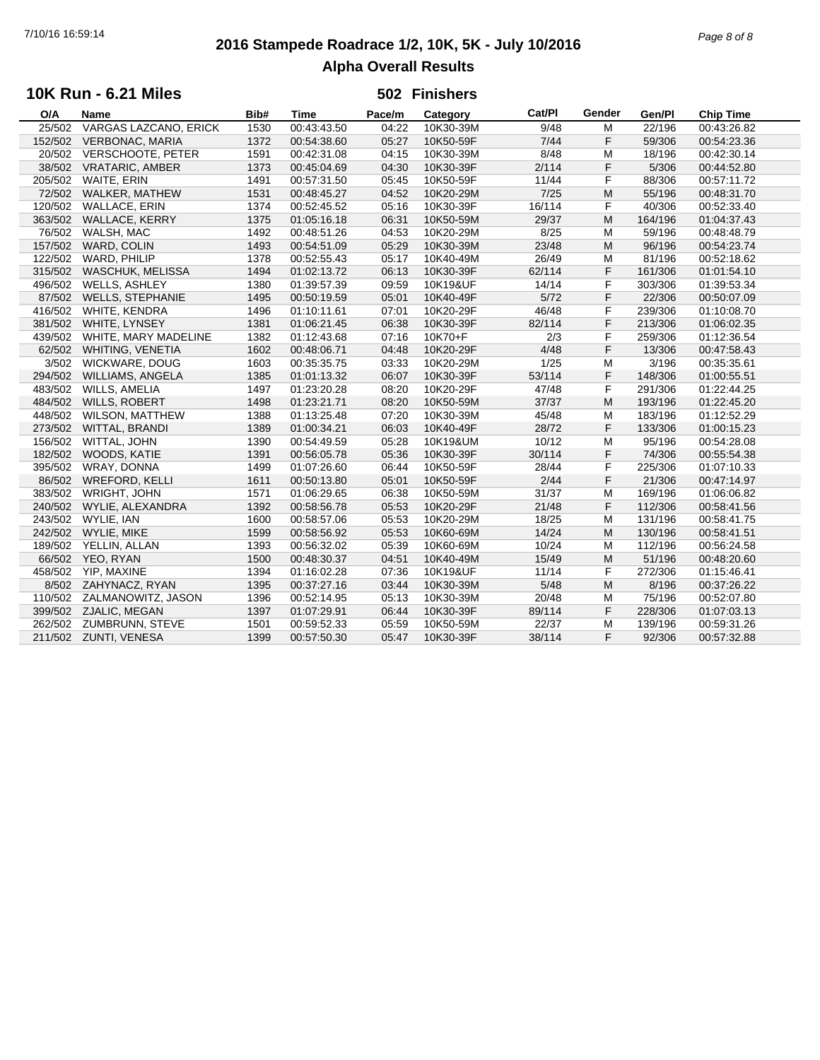# 2016 Stampede Roadrace 1/2, 10K, 5K - July 10/2016

## Alpha Overall Results

### 10K Run - 6.21 Miles

**502 Finishers**

| O/A | Name | Bib# | Time | Pace/m | Category | Cat/Pl | Gender | Gen/Pl | Chip Time |
|---|---|---|---|---|---|---|---|---|---|
| 25/502 | VARGAS LAZCANO, ERICK | 1530 | 00:43:43.50 | 04:22 | 10K30-39M | 9/48 | M | 22/196 | 00:43:26.82 |
| 152/502 | VERBONAC, MARIA | 1372 | 00:54:38.60 | 05:27 | 10K50-59F | 7/44 | F | 59/306 | 00:54:23.36 |
| 20/502 | VERSCHOOTE, PETER | 1591 | 00:42:31.08 | 04:15 | 10K30-39M | 8/48 | M | 18/196 | 00:42:30.14 |
| 38/502 | VRATARIC, AMBER | 1373 | 00:45:04.69 | 04:30 | 10K30-39F | 2/114 | F | 5/306 | 00:44:52.80 |
| 205/502 | WAITE, ERIN | 1491 | 00:57:31.50 | 05:45 | 10K50-59F | 11/44 | F | 88/306 | 00:57:11.72 |
| 72/502 | WALKER, MATHEW | 1531 | 00:48:45.27 | 04:52 | 10K20-29M | 7/25 | M | 55/196 | 00:48:31.70 |
| 120/502 | WALLACE, ERIN | 1374 | 00:52:45.52 | 05:16 | 10K30-39F | 16/114 | F | 40/306 | 00:52:33.40 |
| 363/502 | WALLACE, KERRY | 1375 | 01:05:16.18 | 06:31 | 10K50-59M | 29/37 | M | 164/196 | 01:04:37.43 |
| 76/502 | WALSH, MAC | 1492 | 00:48:51.26 | 04:53 | 10K20-29M | 8/25 | M | 59/196 | 00:48:48.79 |
| 157/502 | WARD, COLIN | 1493 | 00:54:51.09 | 05:29 | 10K30-39M | 23/48 | M | 96/196 | 00:54:23.74 |
| 122/502 | WARD, PHILIP | 1378 | 00:52:55.43 | 05:17 | 10K40-49M | 26/49 | M | 81/196 | 00:52:18.62 |
| 315/502 | WASCHUK, MELISSA | 1494 | 01:02:13.72 | 06:13 | 10K30-39F | 62/114 | F | 161/306 | 01:01:54.10 |
| 496/502 | WELLS, ASHLEY | 1380 | 01:39:57.39 | 09:59 | 10K19&UF | 14/14 | F | 303/306 | 01:39:53.34 |
| 87/502 | WELLS, STEPHANIE | 1495 | 00:50:19.59 | 05:01 | 10K40-49F | 5/72 | F | 22/306 | 00:50:07.09 |
| 416/502 | WHITE, KENDRA | 1496 | 01:10:11.61 | 07:01 | 10K20-29F | 46/48 | F | 239/306 | 01:10:08.70 |
| 381/502 | WHITE, LYNSEY | 1381 | 01:06:21.45 | 06:38 | 10K30-39F | 82/114 | F | 213/306 | 01:06:02.35 |
| 439/502 | WHITE, MARY MADELINE | 1382 | 01:12:43.68 | 07:16 | 10K70+F | 2/3 | F | 259/306 | 01:12:36.54 |
| 62/502 | WHITING, VENETIA | 1602 | 00:48:06.71 | 04:48 | 10K20-29F | 4/48 | F | 13/306 | 00:47:58.43 |
| 3/502 | WICKWARE, DOUG | 1603 | 00:35:35.75 | 03:33 | 10K20-29M | 1/25 | M | 3/196 | 00:35:35.61 |
| 294/502 | WILLIAMS, ANGELA | 1385 | 01:01:13.32 | 06:07 | 10K30-39F | 53/114 | F | 148/306 | 01:00:55.51 |
| 483/502 | WILLS, AMELIA | 1497 | 01:23:20.28 | 08:20 | 10K20-29F | 47/48 | F | 291/306 | 01:22:44.25 |
| 484/502 | WILLS, ROBERT | 1498 | 01:23:21.71 | 08:20 | 10K50-59M | 37/37 | M | 193/196 | 01:22:45.20 |
| 448/502 | WILSON, MATTHEW | 1388 | 01:13:25.48 | 07:20 | 10K30-39M | 45/48 | M | 183/196 | 01:12:52.29 |
| 273/502 | WITTAL, BRANDI | 1389 | 01:00:34.21 | 06:03 | 10K40-49F | 28/72 | F | 133/306 | 01:00:15.23 |
| 156/502 | WITTAL, JOHN | 1390 | 00:54:49.59 | 05:28 | 10K19&UM | 10/12 | M | 95/196 | 00:54:28.08 |
| 182/502 | WOODS, KATIE | 1391 | 00:56:05.78 | 05:36 | 10K30-39F | 30/114 | F | 74/306 | 00:55:54.38 |
| 395/502 | WRAY, DONNA | 1499 | 01:07:26.60 | 06:44 | 10K50-59F | 28/44 | F | 225/306 | 01:07:10.33 |
| 86/502 | WREFORD, KELLI | 1611 | 00:50:13.80 | 05:01 | 10K50-59F | 2/44 | F | 21/306 | 00:47:14.97 |
| 383/502 | WRIGHT, JOHN | 1571 | 01:06:29.65 | 06:38 | 10K50-59M | 31/37 | M | 169/196 | 01:06:06.82 |
| 240/502 | WYLIE, ALEXANDRA | 1392 | 00:58:56.78 | 05:53 | 10K20-29F | 21/48 | F | 112/306 | 00:58:41.56 |
| 243/502 | WYLIE, IAN | 1600 | 00:58:57.06 | 05:53 | 10K20-29M | 18/25 | M | 131/196 | 00:58:41.75 |
| 242/502 | WYLIE, MIKE | 1599 | 00:58:56.92 | 05:53 | 10K60-69M | 14/24 | M | 130/196 | 00:58:41.51 |
| 189/502 | YELLIN, ALLAN | 1393 | 00:56:32.02 | 05:39 | 10K60-69M | 10/24 | M | 112/196 | 00:56:24.58 |
| 66/502 | YEO, RYAN | 1500 | 00:48:30.37 | 04:51 | 10K40-49M | 15/49 | M | 51/196 | 00:48:20.60 |
| 458/502 | YIP, MAXINE | 1394 | 01:16:02.28 | 07:36 | 10K19&UF | 11/14 | F | 272/306 | 01:15:46.41 |
| 8/502 | ZAHYNACZ, RYAN | 1395 | 00:37:27.16 | 03:44 | 10K30-39M | 5/48 | M | 8/196 | 00:37:26.22 |
| 110/502 | ZALMANOWITZ, JASON | 1396 | 00:52:14.95 | 05:13 | 10K30-39M | 20/48 | M | 75/196 | 00:52:07.80 |
| 399/502 | ZJALIC, MEGAN | 1397 | 01:07:29.91 | 06:44 | 10K30-39F | 89/114 | F | 228/306 | 01:07:03.13 |
| 262/502 | ZUMBRUNN, STEVE | 1501 | 00:59:52.33 | 05:59 | 10K50-59M | 22/37 | M | 139/196 | 00:59:31.26 |
| 211/502 | ZUNTI, VENESA | 1399 | 00:57:50.30 | 05:47 | 10K30-39F | 38/114 | F | 92/306 | 00:57:32.88 |